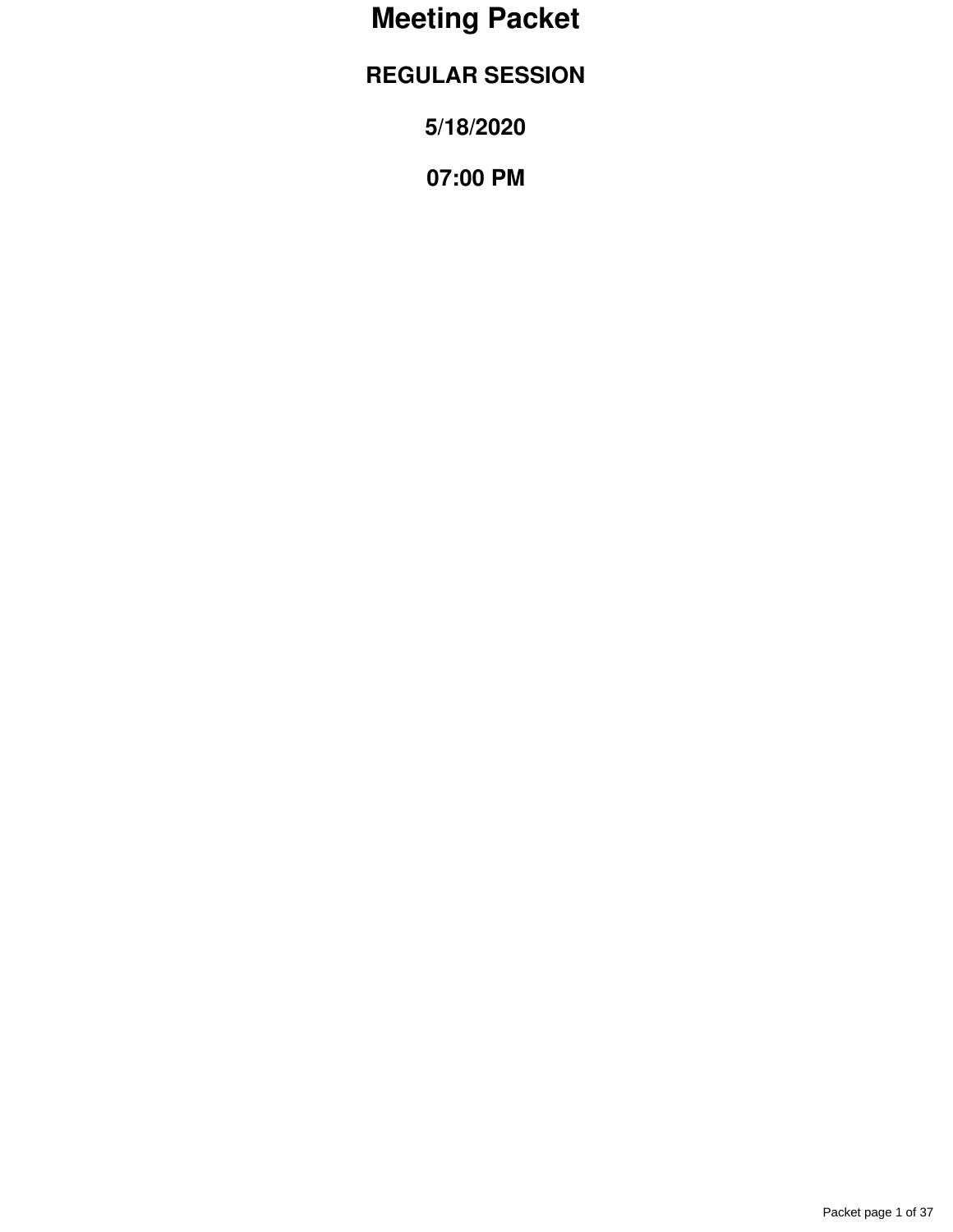# Meeting Packet

## REGULAR SESSION

## 5/18/2020

## 07:00 PM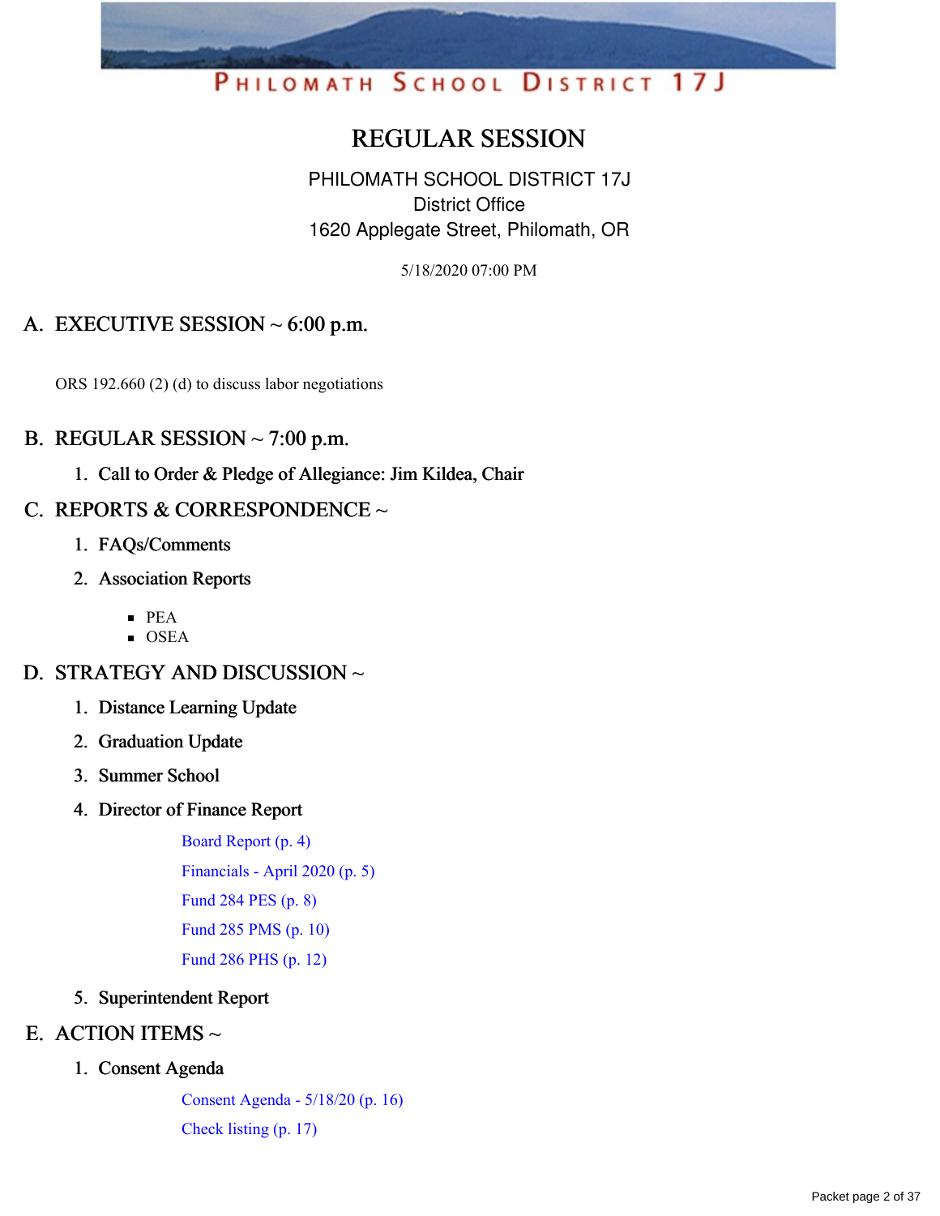PHILOMATH SCHOOL DISTRICT 17J

# REGULAR SESSION

PHILOMATH SCHOOL DISTRICT 17J
District Office
1620 Applegate Street, Philomath, OR

5/18/2020 07:00 PM

## A. EXECUTIVE SESSION ~ 6:00 p.m.

ORS 192.660 (2) (d) to discuss labor negotiations

## B. REGULAR SESSION ~ 7:00 p.m.

1. Call to Order & Pledge of Allegiance: Jim Kildea, Chair

## C. REPORTS & CORRESPONDENCE ~

1. FAQs/Comments
2. Association Reports
   - PEA
   - OSEA

## D. STRATEGY AND DISCUSSION ~

1. Distance Learning Update
2. Graduation Update
3. Summer School
4. Director of Finance Report

   Board Report (p. 4)

   Financials - April 2020 (p. 5)

   Fund 284 PES (p. 8)

   Fund 285 PMS (p. 10)

   Fund 286 PHS (p. 12)
5. Superintendent Report

## E. ACTION ITEMS ~

1. Consent Agenda

   Consent Agenda - 5/18/20 (p. 16)

   Check listing (p. 17)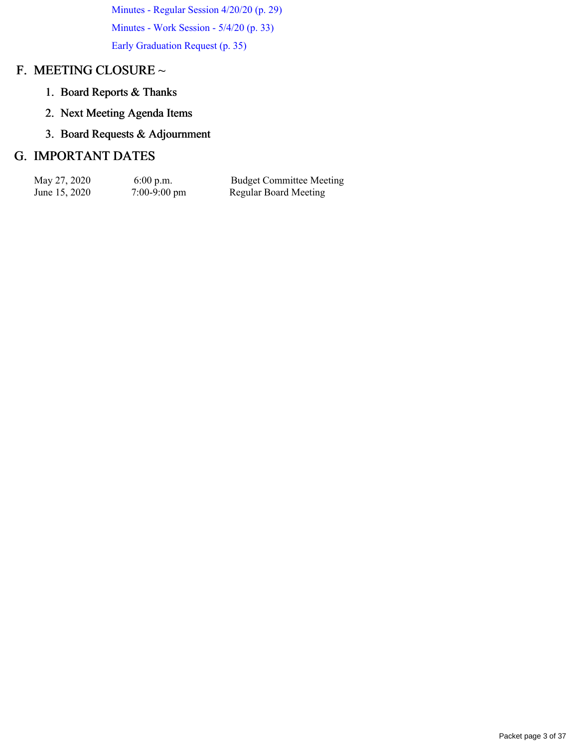- Minutes - Regular Session 4/20/20 (p. 29)
- Minutes - Work Session - 5/4/20 (p. 33)
- Early Graduation Request (p. 35)

## F. MEETING CLOSURE ~

1. Board Reports & Thanks
2. Next Meeting Agenda Items
3. Board Requests & Adjournment

## G. IMPORTANT DATES

| | | |
|---|---|---|
| May 27, 2020 | 6:00 p.m. | Budget Committee Meeting |
| June 15, 2020 | 7:00-9:00 pm | Regular Board Meeting |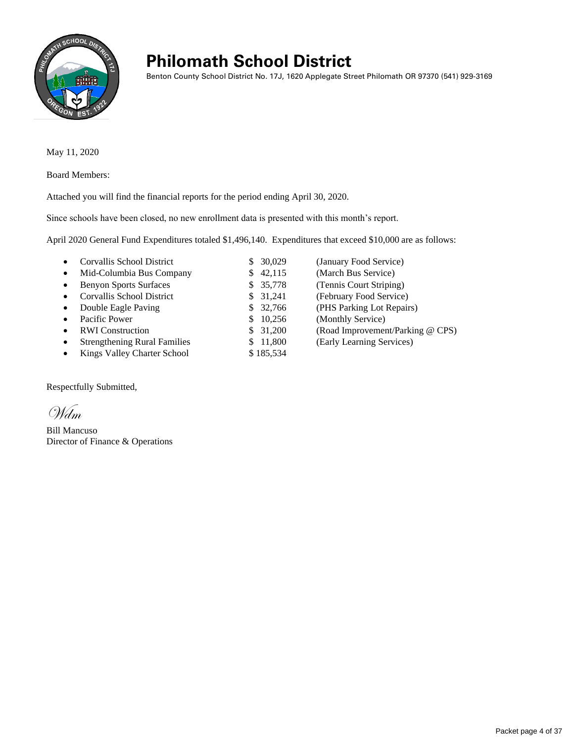# Philomath School District

Benton County School District No. 17J, 1620 Applegate Street Philomath OR 97370 (541) 929-3169

May 11, 2020

Board Members:

Attached you will find the financial reports for the period ending April 30, 2020.

Since schools have been closed, no new enrollment data is presented with this month's report.

April 2020 General Fund Expenditures totaled $1,496,140. Expenditures that exceed $10,000 are as follows:

- Corvallis School District $ 30,029 (January Food Service)
- Mid-Columbia Bus Company $ 42,115 (March Bus Service)
- Benyon Sports Surfaces $ 35,778 (Tennis Court Striping)
- Corvallis School District $ 31,241 (February Food Service)
- Double Eagle Paving $ 32,766 (PHS Parking Lot Repairs)
- Pacific Power $ 10,256 (Monthly Service)
- RWI Construction $ 31,200 (Road Improvement/Parking @ CPS)
- Strengthening Rural Families $ 11,800 (Early Learning Services)
- Kings Valley Charter School $ 185,534

Respectfully Submitted,

*Wdm*

Bill Mancuso
Director of Finance & Operations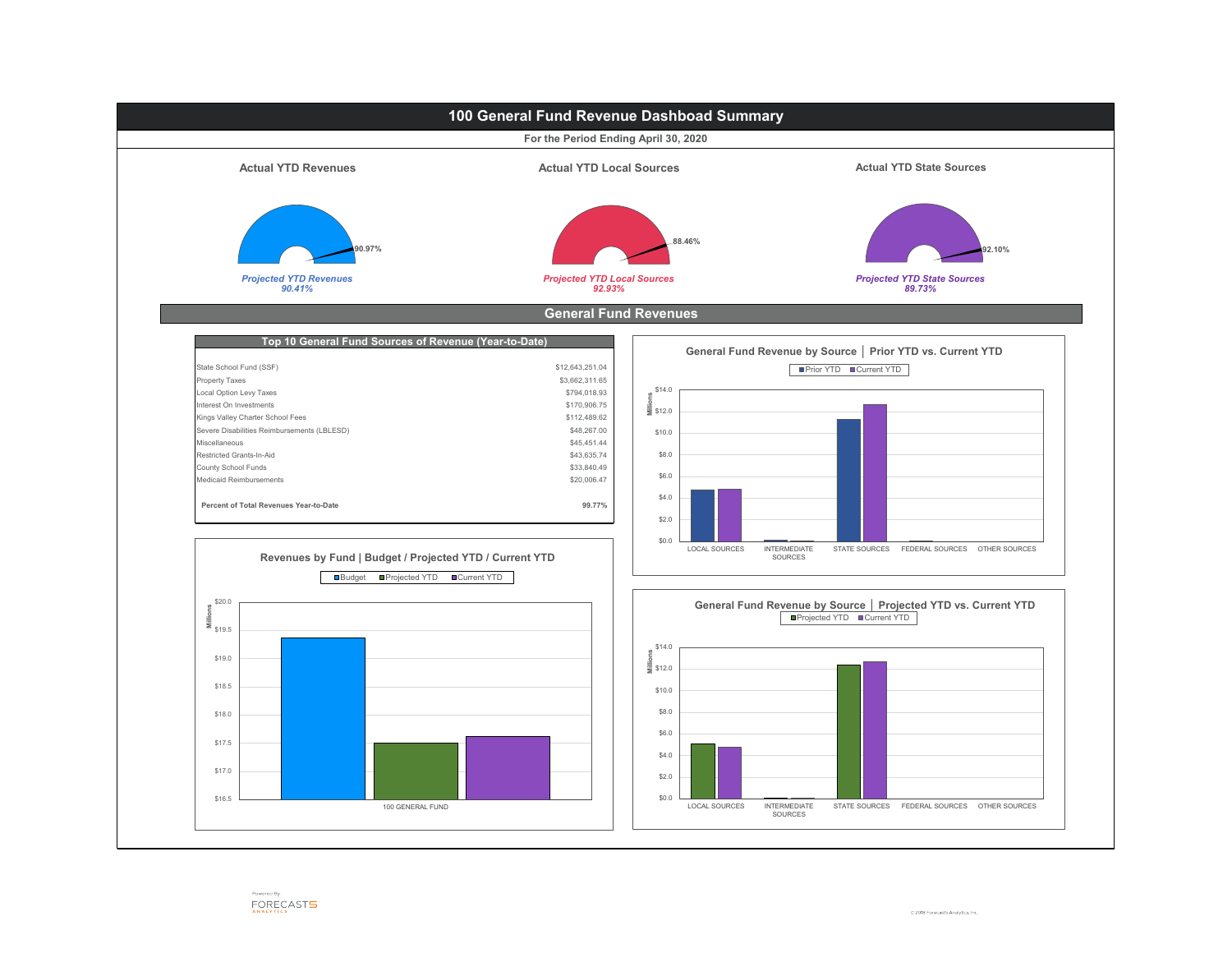# 100 General Fund Revenue Dashboad Summary

**For the Period Ending April 30, 2020**

### Actual YTD Revenues

90.97%

*Projected YTD Revenues*
*90.41%*

### Actual YTD Local Sources

88.46%

*Projected YTD Local Sources*
*92.93%*

### Actual YTD State Sources

92.10%

*Projected YTD State Sources*
*89.73%*

## General Fund Revenues

### Top 10 General Fund Sources of Revenue (Year-to-Date)

| Source | Amount |
|---|---|
| State School Fund (SSF) | $12,643,251.04 |
| Property Taxes | $3,662,311.65 |
| Local Option Levy Taxes | $794,018.93 |
| Interest On Investments | $170,906.75 |
| Kings Valley Charter School Fees | $112,489.62 |
| Severe Disabilities Reimbursements (LBLESD) | $48,267.00 |
| Miscellaneous | $45,451.44 |
| Restricted Grants-In-Aid | $43,635.74 |
| County School Funds | $33,840.49 |
| Medicaid Reimbursements | $20,006.47 |
| **Percent of Total Revenues Year-to-Date** | **99.77%** |

### General Fund Revenue by Source | Prior YTD vs. Current YTD

Legend: Prior YTD, Current YTD

Millions: $0.0, $2.0, $4.0, $6.0, $8.0, $10.0, $12.0, $14.0

Categories: LOCAL SOURCES, INTERMEDIATE SOURCES, STATE SOURCES, FEDERAL SOURCES, OTHER SOURCES

### Revenues by Fund | Budget / Projected YTD / Current YTD

Legend: Budget, Projected YTD, Current YTD

Millions: $16.5, $17.0, $17.5, $18.0, $18.5, $19.0, $19.5, $20.0

100 GENERAL FUND

### General Fund Revenue by Source | Projected YTD vs. Current YTD

Legend: Projected YTD, Current YTD

Millions: $0.0, $2.0, $4.0, $6.0, $8.0, $10.0, $12.0, $14.0

Categories: LOCAL SOURCES, INTERMEDIATE SOURCES, STATE SOURCES, FEDERAL SOURCES, OTHER SOURCES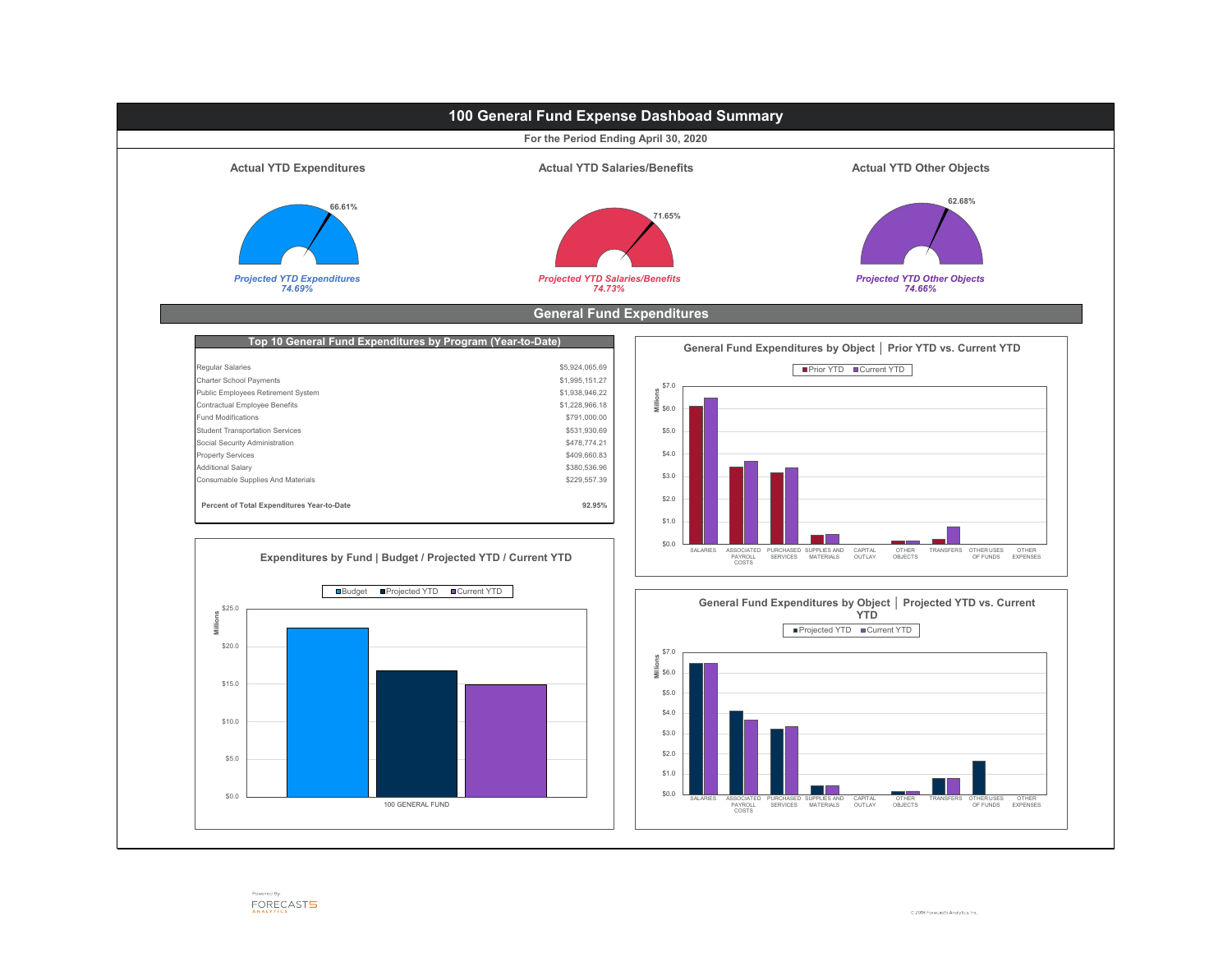# 100 General Fund Expense Dashboad Summary

**For the Period Ending April 30, 2020**

### Actual YTD Expenditures

66.61%

*Projected YTD Expenditures 74.69%*

### Actual YTD Salaries/Benefits

71.65%

*Projected YTD Salaries/Benefits 74.73%*

### Actual YTD Other Objects

62.68%

*Projected YTD Other Objects 74.66%*

## General Fund Expenditures

### Top 10 General Fund Expenditures by Program (Year-to-Date)

| Program | Amount |
|---|---|
| Regular Salaries | $5,924,065.69 |
| Charter School Payments | $1,995,151.27 |
| Public Employees Retirement System | $1,938,946.22 |
| Contractual Employee Benefits | $1,228,966.18 |
| Fund Modifications | $791,000.00 |
| Student Transportation Services | $531,930.69 |
| Social Security Administration | $478,774.21 |
| Property Services | $409,660.83 |
| Additional Salary | $380,536.96 |
| Consumable Supplies And Materials | $229,557.39 |
| **Percent of Total Expenditures Year-to-Date** | **92.95%** |

### General Fund Expenditures by Object │ Prior YTD vs. Current YTD

Legend: Prior YTD, Current YTD (Millions, $0.0–$7.0)

Categories: SALARIES, ASSOCIATED PAYROLL COSTS, PURCHASED SERVICES, SUPPLIES AND MATERIALS, CAPITAL OUTLAY, OTHER OBJECTS, TRANSFERS, OTHER USES OF FUNDS, OTHER EXPENSES

### Expenditures by Fund | Budget / Projected YTD / Current YTD

Legend: Budget, Projected YTD, Current YTD (Millions, $0.0–$25.0)

Category: 100 GENERAL FUND

### General Fund Expenditures by Object │ Projected YTD vs. Current YTD

Legend: Projected YTD, Current YTD (Millions, $0.0–$7.0)

Categories: SALARIES, ASSOCIATED PAYROLL COSTS, PURCHASED SERVICES, SUPPLIES AND MATERIALS, CAPITAL OUTLAY, OTHER OBJECTS, TRANSFERS, OTHER USES OF FUNDS, OTHER EXPENSES

Powered By: FORECAST5 ANALYTICS

© 2018 Forecast5 Analytics, Inc.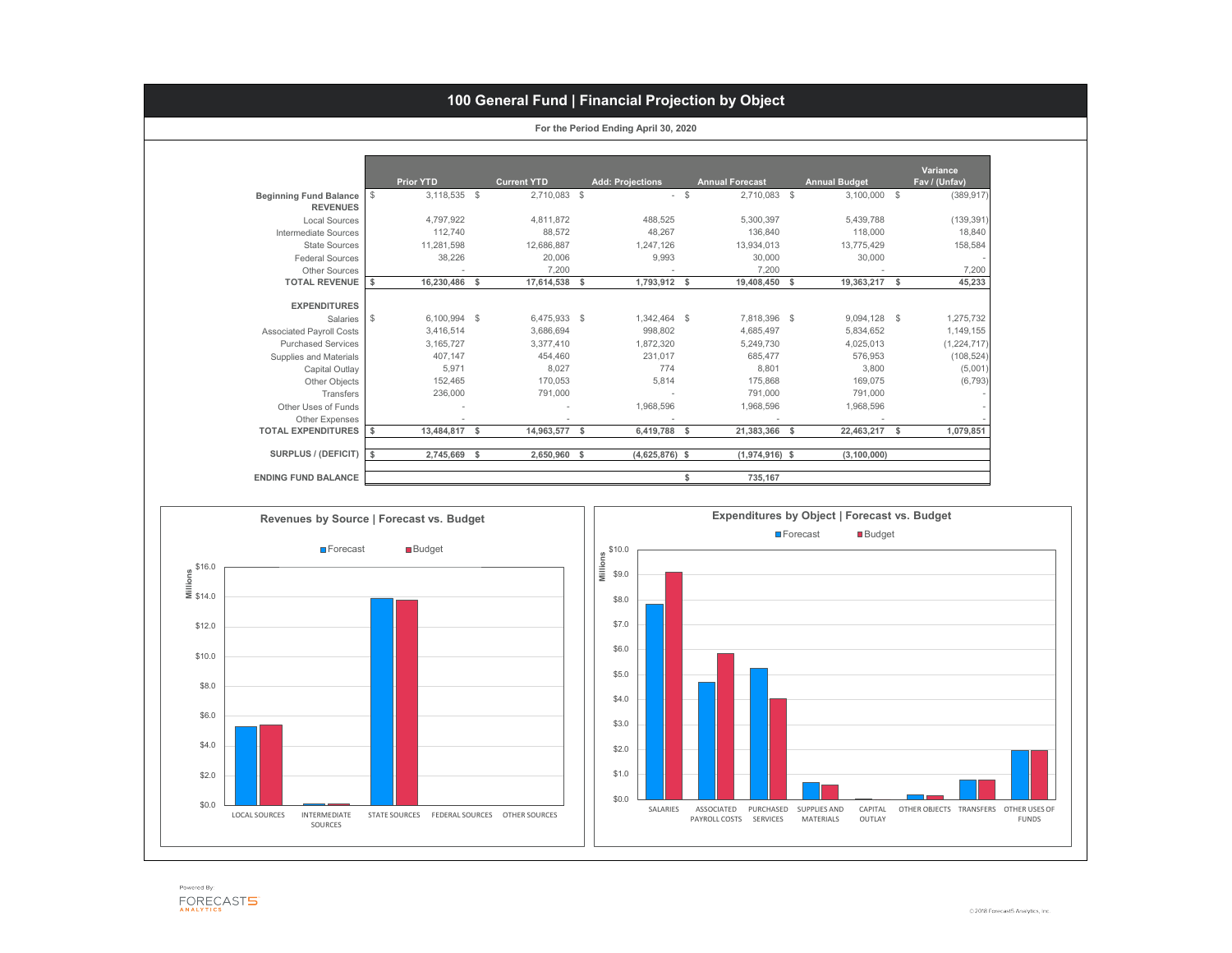# 100 General Fund | Financial Projection by Object

**For the Period Ending April 30, 2020**

| | Prior YTD | Current YTD | Add: Projections | Annual Forecast | Annual Budget | Variance Fav / (Unfav) |
|---|---|---|---|---|---|---|
| **Beginning Fund Balance** | $ 3,118,535 | $ 2,710,083 | $ - | $ 2,710,083 | $ 3,100,000 | $ (389,917) |
| **REVENUES** | | | | | | |
| Local Sources | 4,797,922 | 4,811,872 | 488,525 | 5,300,397 | 5,439,788 | (139,391) |
| Intermediate Sources | 112,740 | 88,572 | 48,267 | 136,840 | 118,000 | 18,840 |
| State Sources | 11,281,598 | 12,686,887 | 1,247,126 | 13,934,013 | 13,775,429 | 158,584 |
| Federal Sources | 38,226 | 20,006 | 9,993 | 30,000 | 30,000 | - |
| Other Sources | - | 7,200 | - | 7,200 | - | 7,200 |
| **TOTAL REVENUE** | **$ 16,230,486** | **$ 17,614,538** | **$ 1,793,912** | **$ 19,408,450** | **$ 19,363,217** | **$ 45,233** |
| **EXPENDITURES** | | | | | | |
| Salaries | $ 6,100,994 | $ 6,475,933 | $ 1,342,464 | $ 7,818,396 | $ 9,094,128 | $ 1,275,732 |
| Associated Payroll Costs | 3,416,514 | 3,686,694 | 998,802 | 4,685,497 | 5,834,652 | 1,149,155 |
| Purchased Services | 3,165,727 | 3,377,410 | 1,872,320 | 5,249,730 | 4,025,013 | (1,224,717) |
| Supplies and Materials | 407,147 | 454,460 | 231,017 | 685,477 | 576,953 | (108,524) |
| Capital Outlay | 5,971 | 8,027 | 774 | 8,801 | 3,800 | (5,001) |
| Other Objects | 152,465 | 170,053 | 5,814 | 175,868 | 169,075 | (6,793) |
| Transfers | 236,000 | 791,000 | - | 791,000 | 791,000 | - |
| Other Uses of Funds | - | - | 1,968,596 | 1,968,596 | 1,968,596 | - |
| Other Expenses | - | - | - | - | - | - |
| **TOTAL EXPENDITURES** | **$ 13,484,817** | **$ 14,963,577** | **$ 6,419,788** | **$ 21,383,366** | **$ 22,463,217** | **$ 1,079,851** |
| **SURPLUS / (DEFICIT)** | **$ 2,745,669** | **$ 2,650,960** | **$ (4,625,876)** | **$ (1,974,916)** | **$ (3,100,000)** | |
| **ENDING FUND BALANCE** | | | | **$ 735,167** | | |

## Revenues by Source | Forecast vs. Budget

Forecast / Budget (Millions): LOCAL SOURCES, INTERMEDIATE SOURCES, STATE SOURCES, FEDERAL SOURCES, OTHER SOURCES

## Expenditures by Object | Forecast vs. Budget

Forecast / Budget (Millions): SALARIES, ASSOCIATED PAYROLL COSTS, PURCHASED SERVICES, SUPPLIES AND MATERIALS, CAPITAL OUTLAY, OTHER OBJECTS, TRANSFERS, OTHER USES OF FUNDS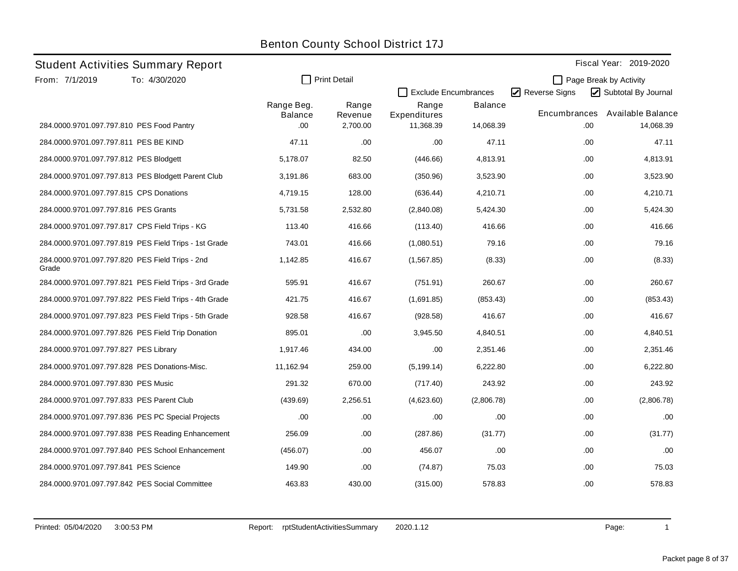# Benton County School District 17J

## Student Activities Summary Report

Fiscal Year: 2019-2020

From: 7/1/2019 To: 4/30/2020

☐ Print Detail ☐ Page Break by Activity

☐ Exclude Encumbrances ☑ Reverse Signs ☑ Subtotal By Journal

| | Range Beg. Balance | Range Revenue | Range Expenditures | Balance | Encumbrances | Available Balance |
|---|---|---|---|---|---|---|
| 284.0000.9701.097.797.810 PES Food Pantry | .00 | 2,700.00 | 11,368.39 | 14,068.39 | .00 | 14,068.39 |
| 284.0000.9701.097.797.811 PES BE KIND | 47.11 | .00 | .00 | 47.11 | .00 | 47.11 |
| 284.0000.9701.097.797.812 PES Blodgett | 5,178.07 | 82.50 | (446.66) | 4,813.91 | .00 | 4,813.91 |
| 284.0000.9701.097.797.813 PES Blodgett Parent Club | 3,191.86 | 683.00 | (350.96) | 3,523.90 | .00 | 3,523.90 |
| 284.0000.9701.097.797.815 CPS Donations | 4,719.15 | 128.00 | (636.44) | 4,210.71 | .00 | 4,210.71 |
| 284.0000.9701.097.797.816 PES Grants | 5,731.58 | 2,532.80 | (2,840.08) | 5,424.30 | .00 | 5,424.30 |
| 284.0000.9701.097.797.817 CPS Field Trips - KG | 113.40 | 416.66 | (113.40) | 416.66 | .00 | 416.66 |
| 284.0000.9701.097.797.819 PES Field Trips - 1st Grade | 743.01 | 416.66 | (1,080.51) | 79.16 | .00 | 79.16 |
| 284.0000.9701.097.797.820 PES Field Trips - 2nd Grade | 1,142.85 | 416.67 | (1,567.85) | (8.33) | .00 | (8.33) |
| 284.0000.9701.097.797.821 PES Field Trips - 3rd Grade | 595.91 | 416.67 | (751.91) | 260.67 | .00 | 260.67 |
| 284.0000.9701.097.797.822 PES Field Trips - 4th Grade | 421.75 | 416.67 | (1,691.85) | (853.43) | .00 | (853.43) |
| 284.0000.9701.097.797.823 PES Field Trips - 5th Grade | 928.58 | 416.67 | (928.58) | 416.67 | .00 | 416.67 |
| 284.0000.9701.097.797.826 PES Field Trip Donation | 895.01 | .00 | 3,945.50 | 4,840.51 | .00 | 4,840.51 |
| 284.0000.9701.097.797.827 PES Library | 1,917.46 | 434.00 | .00 | 2,351.46 | .00 | 2,351.46 |
| 284.0000.9701.097.797.828 PES Donations-Misc. | 11,162.94 | 259.00 | (5,199.14) | 6,222.80 | .00 | 6,222.80 |
| 284.0000.9701.097.797.830 PES Music | 291.32 | 670.00 | (717.40) | 243.92 | .00 | 243.92 |
| 284.0000.9701.097.797.833 PES Parent Club | (439.69) | 2,256.51 | (4,623.60) | (2,806.78) | .00 | (2,806.78) |
| 284.0000.9701.097.797.836 PES PC Special Projects | .00 | .00 | .00 | .00 | .00 | .00 |
| 284.0000.9701.097.797.838 PES Reading Enhancement | 256.09 | .00 | (287.86) | (31.77) | .00 | (31.77) |
| 284.0000.9701.097.797.840 PES School Enhancement | (456.07) | .00 | 456.07 | .00 | .00 | .00 |
| 284.0000.9701.097.797.841 PES Science | 149.90 | .00 | (74.87) | 75.03 | .00 | 75.03 |
| 284.0000.9701.097.797.842 PES Social Committee | 463.83 | 430.00 | (315.00) | 578.83 | .00 | 578.83 |

Printed: 05/04/2020 3:00:53 PM Report: rptStudentActivitiesSummary 2020.1.12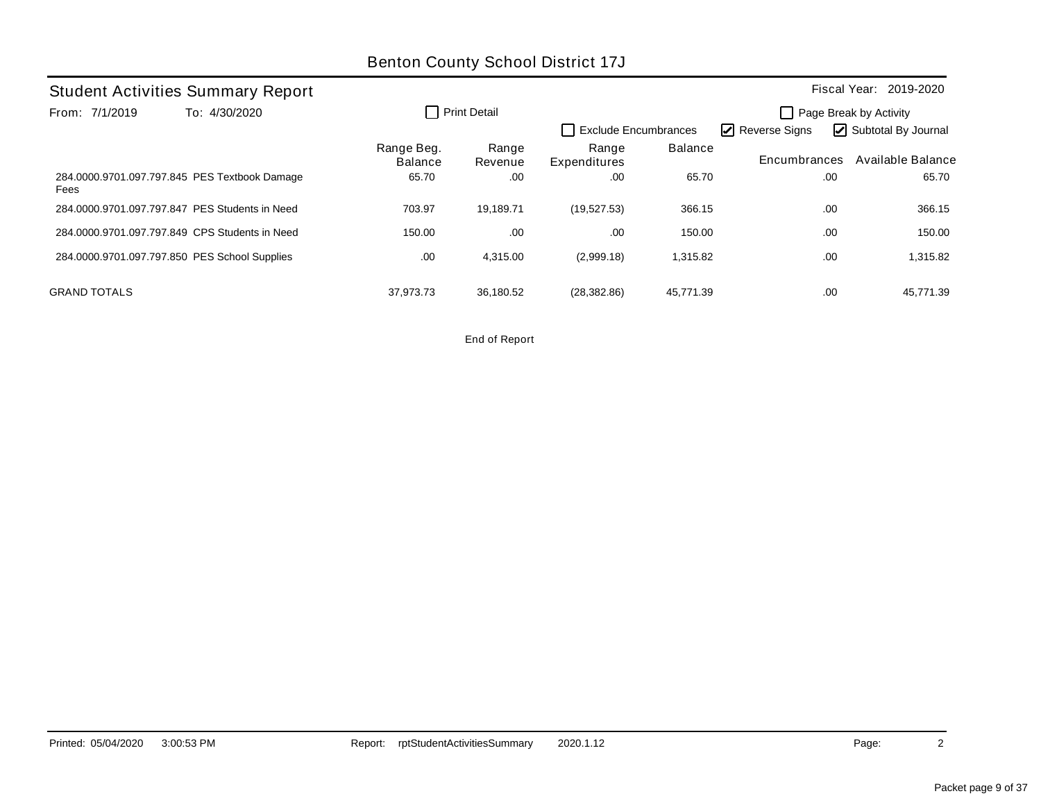# Benton County School District 17J

## Student Activities Summary Report

Fiscal Year: 2019-2020

From: 7/1/2019 To: 4/30/2020

☐ Print Detail ☐ Exclude Encumbrances ☐ Page Break by Activity ☑ Reverse Signs ☑ Subtotal By Journal

| | Range Beg. Balance | Range Revenue | Range Expenditures | Balance | Encumbrances | Available Balance |
|---|---|---|---|---|---|---|
| 284.0000.9701.097.797.845 PES Textbook Damage Fees | 65.70 | .00 | .00 | 65.70 | .00 | 65.70 |
| 284.0000.9701.097.797.847 PES Students in Need | 703.97 | 19,189.71 | (19,527.53) | 366.15 | .00 | 366.15 |
| 284.0000.9701.097.797.849 CPS Students in Need | 150.00 | .00 | .00 | 150.00 | .00 | 150.00 |
| 284.0000.9701.097.797.850 PES School Supplies | .00 | 4,315.00 | (2,999.18) | 1,315.82 | .00 | 1,315.82 |
| GRAND TOTALS | 37,973.73 | 36,180.52 | (28,382.86) | 45,771.39 | .00 | 45,771.39 |

End of Report

Printed: 05/04/2020 3:00:53 PM Report: rptStudentActivitiesSummary 2020.1.12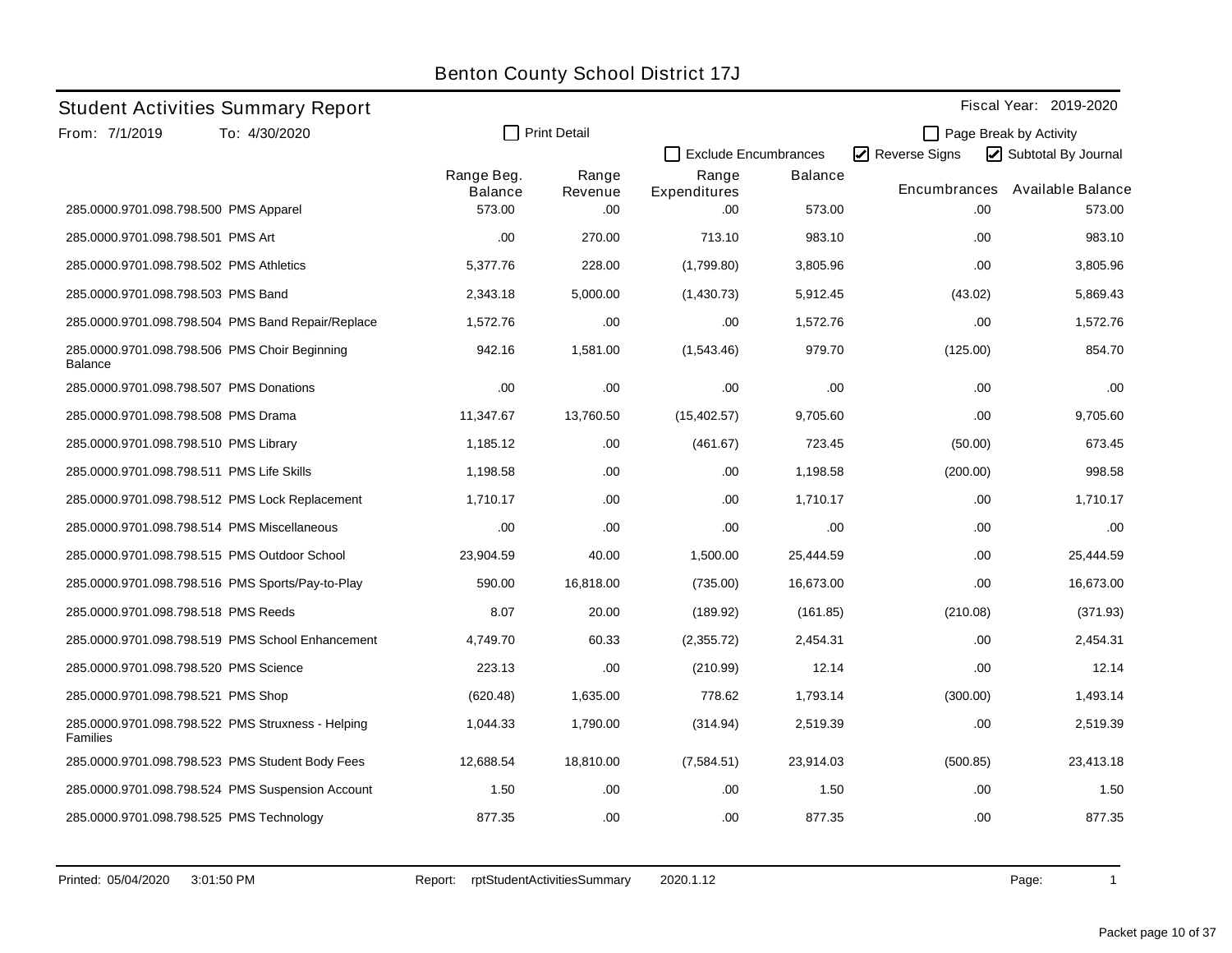# Benton County School District 17J

## Student Activities Summary Report

Fiscal Year: 2019-2020

From: 7/1/2019 To: 4/30/2020

☐ Print Detail ☐ Page Break by Activity

☐ Exclude Encumbrances ☑ Reverse Signs ☑ Subtotal By Journal

| | Range Beg. Balance | Range Revenue | Range Expenditures | Balance | Encumbrances | Available Balance |
|---|---|---|---|---|---|---|
| 285.0000.9701.098.798.500 PMS Apparel | 573.00 | .00 | .00 | 573.00 | .00 | 573.00 |
| 285.0000.9701.098.798.501 PMS Art | .00 | 270.00 | 713.10 | 983.10 | .00 | 983.10 |
| 285.0000.9701.098.798.502 PMS Athletics | 5,377.76 | 228.00 | (1,799.80) | 3,805.96 | .00 | 3,805.96 |
| 285.0000.9701.098.798.503 PMS Band | 2,343.18 | 5,000.00 | (1,430.73) | 5,912.45 | (43.02) | 5,869.43 |
| 285.0000.9701.098.798.504 PMS Band Repair/Replace | 1,572.76 | .00 | .00 | 1,572.76 | .00 | 1,572.76 |
| 285.0000.9701.098.798.506 PMS Choir Beginning Balance | 942.16 | 1,581.00 | (1,543.46) | 979.70 | (125.00) | 854.70 |
| 285.0000.9701.098.798.507 PMS Donations | .00 | .00 | .00 | .00 | .00 | .00 |
| 285.0000.9701.098.798.508 PMS Drama | 11,347.67 | 13,760.50 | (15,402.57) | 9,705.60 | .00 | 9,705.60 |
| 285.0000.9701.098.798.510 PMS Library | 1,185.12 | .00 | (461.67) | 723.45 | (50.00) | 673.45 |
| 285.0000.9701.098.798.511 PMS Life Skills | 1,198.58 | .00 | .00 | 1,198.58 | (200.00) | 998.58 |
| 285.0000.9701.098.798.512 PMS Lock Replacement | 1,710.17 | .00 | .00 | 1,710.17 | .00 | 1,710.17 |
| 285.0000.9701.098.798.514 PMS Miscellaneous | .00 | .00 | .00 | .00 | .00 | .00 |
| 285.0000.9701.098.798.515 PMS Outdoor School | 23,904.59 | 40.00 | 1,500.00 | 25,444.59 | .00 | 25,444.59 |
| 285.0000.9701.098.798.516 PMS Sports/Pay-to-Play | 590.00 | 16,818.00 | (735.00) | 16,673.00 | .00 | 16,673.00 |
| 285.0000.9701.098.798.518 PMS Reeds | 8.07 | 20.00 | (189.92) | (161.85) | (210.08) | (371.93) |
| 285.0000.9701.098.798.519 PMS School Enhancement | 4,749.70 | 60.33 | (2,355.72) | 2,454.31 | .00 | 2,454.31 |
| 285.0000.9701.098.798.520 PMS Science | 223.13 | .00 | (210.99) | 12.14 | .00 | 12.14 |
| 285.0000.9701.098.798.521 PMS Shop | (620.48) | 1,635.00 | 778.62 | 1,793.14 | (300.00) | 1,493.14 |
| 285.0000.9701.098.798.522 PMS Struxness - Helping Families | 1,044.33 | 1,790.00 | (314.94) | 2,519.39 | .00 | 2,519.39 |
| 285.0000.9701.098.798.523 PMS Student Body Fees | 12,688.54 | 18,810.00 | (7,584.51) | 23,914.03 | (500.85) | 23,413.18 |
| 285.0000.9701.098.798.524 PMS Suspension Account | 1.50 | .00 | .00 | 1.50 | .00 | 1.50 |
| 285.0000.9701.098.798.525 PMS Technology | 877.35 | .00 | .00 | 877.35 | .00 | 877.35 |

Printed: 05/04/2020 3:01:50 PM Report: rptStudentActivitiesSummary 2020.1.12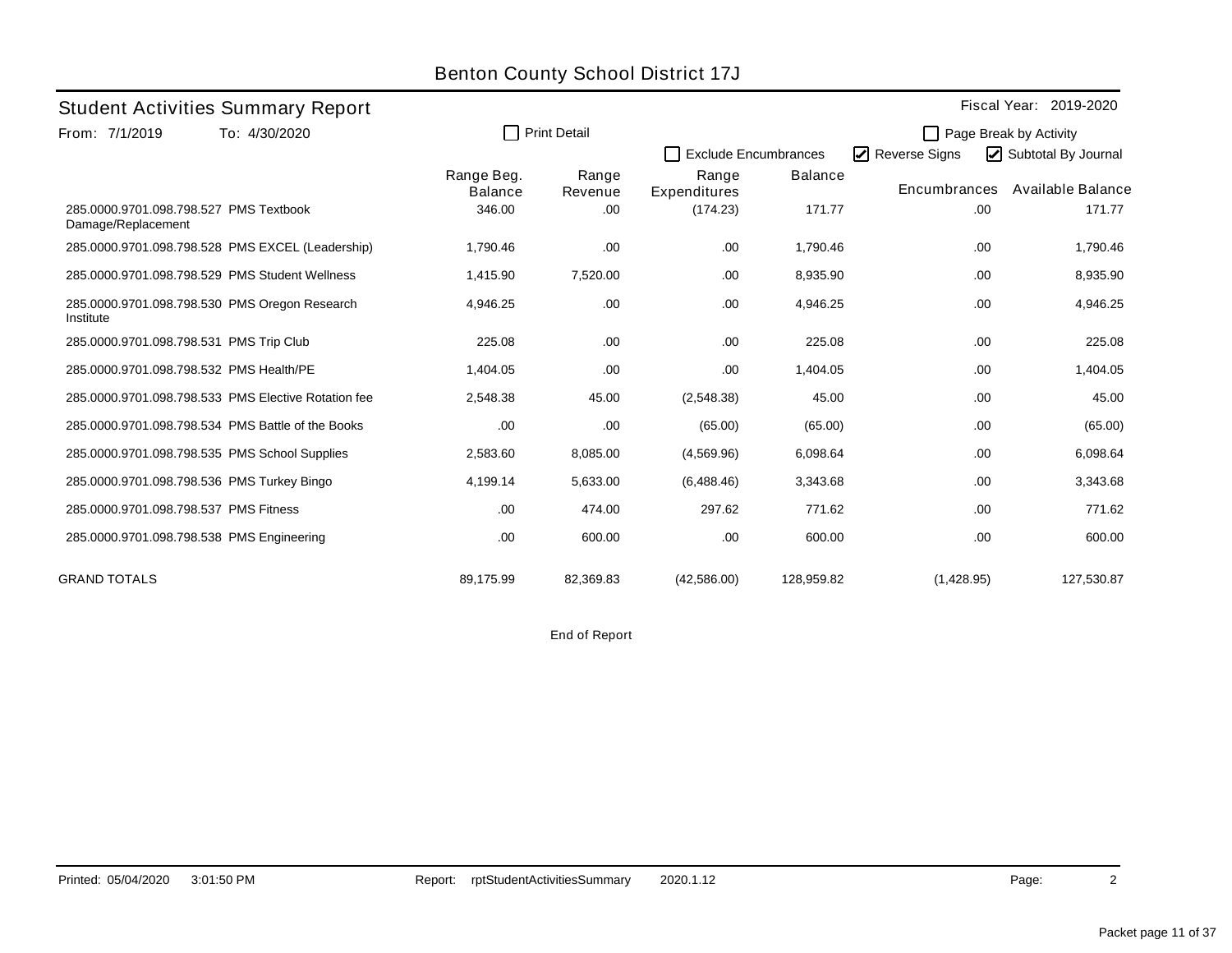# Benton County School District 17J

## Student Activities Summary Report

Fiscal Year: 2019-2020

From: 7/1/2019 To: 4/30/2020

☐ Print Detail

☐ Page Break by Activity

☐ Exclude Encumbrances ☑ Reverse Signs ☑ Subtotal By Journal

| | Range Beg. Balance | Range Revenue | Range Expenditures | Balance | Encumbrances | Available Balance |
|---|---|---|---|---|---|---|
| 285.0000.9701.098.798.527 PMS Textbook Damage/Replacement | 346.00 | .00 | (174.23) | 171.77 | .00 | 171.77 |
| 285.0000.9701.098.798.528 PMS EXCEL (Leadership) | 1,790.46 | .00 | .00 | 1,790.46 | .00 | 1,790.46 |
| 285.0000.9701.098.798.529 PMS Student Wellness | 1,415.90 | 7,520.00 | .00 | 8,935.90 | .00 | 8,935.90 |
| 285.0000.9701.098.798.530 PMS Oregon Research Institute | 4,946.25 | .00 | .00 | 4,946.25 | .00 | 4,946.25 |
| 285.0000.9701.098.798.531 PMS Trip Club | 225.08 | .00 | .00 | 225.08 | .00 | 225.08 |
| 285.0000.9701.098.798.532 PMS Health/PE | 1,404.05 | .00 | .00 | 1,404.05 | .00 | 1,404.05 |
| 285.0000.9701.098.798.533 PMS Elective Rotation fee | 2,548.38 | 45.00 | (2,548.38) | 45.00 | .00 | 45.00 |
| 285.0000.9701.098.798.534 PMS Battle of the Books | .00 | .00 | (65.00) | (65.00) | .00 | (65.00) |
| 285.0000.9701.098.798.535 PMS School Supplies | 2,583.60 | 8,085.00 | (4,569.96) | 6,098.64 | .00 | 6,098.64 |
| 285.0000.9701.098.798.536 PMS Turkey Bingo | 4,199.14 | 5,633.00 | (6,488.46) | 3,343.68 | .00 | 3,343.68 |
| 285.0000.9701.098.798.537 PMS Fitness | .00 | 474.00 | 297.62 | 771.62 | .00 | 771.62 |
| 285.0000.9701.098.798.538 PMS Engineering | .00 | 600.00 | .00 | 600.00 | .00 | 600.00 |
| GRAND TOTALS | 89,175.99 | 82,369.83 | (42,586.00) | 128,959.82 | (1,428.95) | 127,530.87 |

End of Report

Printed: 05/04/2020 3:01:50 PM Report: rptStudentActivitiesSummary 2020.1.12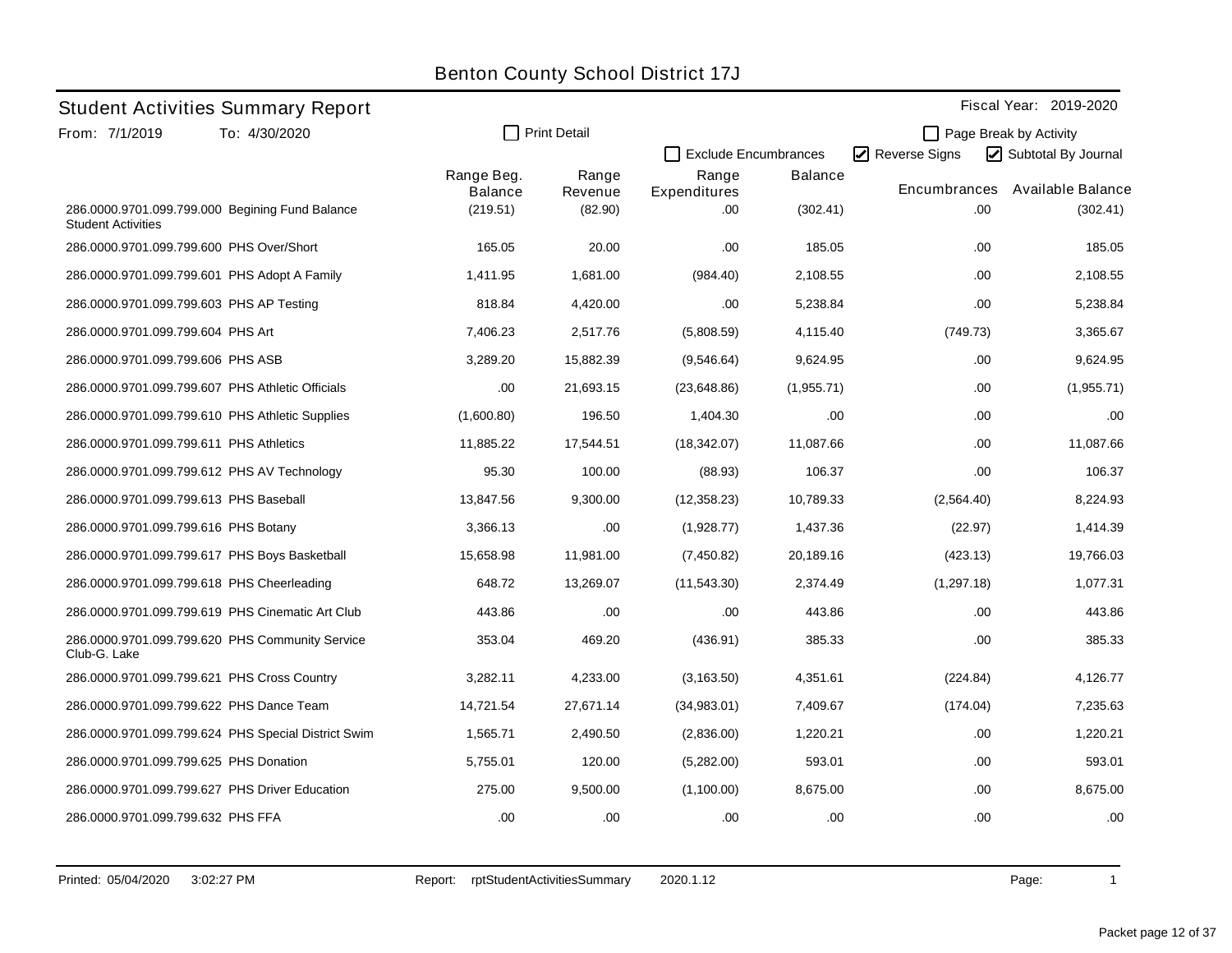# Benton County School District 17J

## Student Activities Summary Report

Fiscal Year: 2019-2020

From: 7/1/2019 To: 4/30/2020

☐ Print Detail ☐ Exclude Encumbrances ☐ Page Break by Activity ☑ Reverse Signs ☑ Subtotal By Journal

| Account | Range Beg. Balance | Range Revenue | Range Expenditures | Balance | Encumbrances | Available Balance |
|---|---|---|---|---|---|---|
| 286.0000.9701.099.799.000 Begining Fund Balance Student Activities | (219.51) | (82.90) | .00 | (302.41) | .00 | (302.41) |
| 286.0000.9701.099.799.600 PHS Over/Short | 165.05 | 20.00 | .00 | 185.05 | .00 | 185.05 |
| 286.0000.9701.099.799.601 PHS Adopt A Family | 1,411.95 | 1,681.00 | (984.40) | 2,108.55 | .00 | 2,108.55 |
| 286.0000.9701.099.799.603 PHS AP Testing | 818.84 | 4,420.00 | .00 | 5,238.84 | .00 | 5,238.84 |
| 286.0000.9701.099.799.604 PHS Art | 7,406.23 | 2,517.76 | (5,808.59) | 4,115.40 | (749.73) | 3,365.67 |
| 286.0000.9701.099.799.606 PHS ASB | 3,289.20 | 15,882.39 | (9,546.64) | 9,624.95 | .00 | 9,624.95 |
| 286.0000.9701.099.799.607 PHS Athletic Officials | .00 | 21,693.15 | (23,648.86) | (1,955.71) | .00 | (1,955.71) |
| 286.0000.9701.099.799.610 PHS Athletic Supplies | (1,600.80) | 196.50 | 1,404.30 | .00 | .00 | .00 |
| 286.0000.9701.099.799.611 PHS Athletics | 11,885.22 | 17,544.51 | (18,342.07) | 11,087.66 | .00 | 11,087.66 |
| 286.0000.9701.099.799.612 PHS AV Technology | 95.30 | 100.00 | (88.93) | 106.37 | .00 | 106.37 |
| 286.0000.9701.099.799.613 PHS Baseball | 13,847.56 | 9,300.00 | (12,358.23) | 10,789.33 | (2,564.40) | 8,224.93 |
| 286.0000.9701.099.799.616 PHS Botany | 3,366.13 | .00 | (1,928.77) | 1,437.36 | (22.97) | 1,414.39 |
| 286.0000.9701.099.799.617 PHS Boys Basketball | 15,658.98 | 11,981.00 | (7,450.82) | 20,189.16 | (423.13) | 19,766.03 |
| 286.0000.9701.099.799.618 PHS Cheerleading | 648.72 | 13,269.07 | (11,543.30) | 2,374.49 | (1,297.18) | 1,077.31 |
| 286.0000.9701.099.799.619 PHS Cinematic Art Club | 443.86 | .00 | .00 | 443.86 | .00 | 443.86 |
| 286.0000.9701.099.799.620 PHS Community Service Club-G. Lake | 353.04 | 469.20 | (436.91) | 385.33 | .00 | 385.33 |
| 286.0000.9701.099.799.621 PHS Cross Country | 3,282.11 | 4,233.00 | (3,163.50) | 4,351.61 | (224.84) | 4,126.77 |
| 286.0000.9701.099.799.622 PHS Dance Team | 14,721.54 | 27,671.14 | (34,983.01) | 7,409.67 | (174.04) | 7,235.63 |
| 286.0000.9701.099.799.624 PHS Special District Swim | 1,565.71 | 2,490.50 | (2,836.00) | 1,220.21 | .00 | 1,220.21 |
| 286.0000.9701.099.799.625 PHS Donation | 5,755.01 | 120.00 | (5,282.00) | 593.01 | .00 | 593.01 |
| 286.0000.9701.099.799.627 PHS Driver Education | 275.00 | 9,500.00 | (1,100.00) | 8,675.00 | .00 | 8,675.00 |
| 286.0000.9701.099.799.632 PHS FFA | .00 | .00 | .00 | .00 | .00 | .00 |

Printed: 05/04/2020 3:02:27 PM Report: rptStudentActivitiesSummary 2020.1.12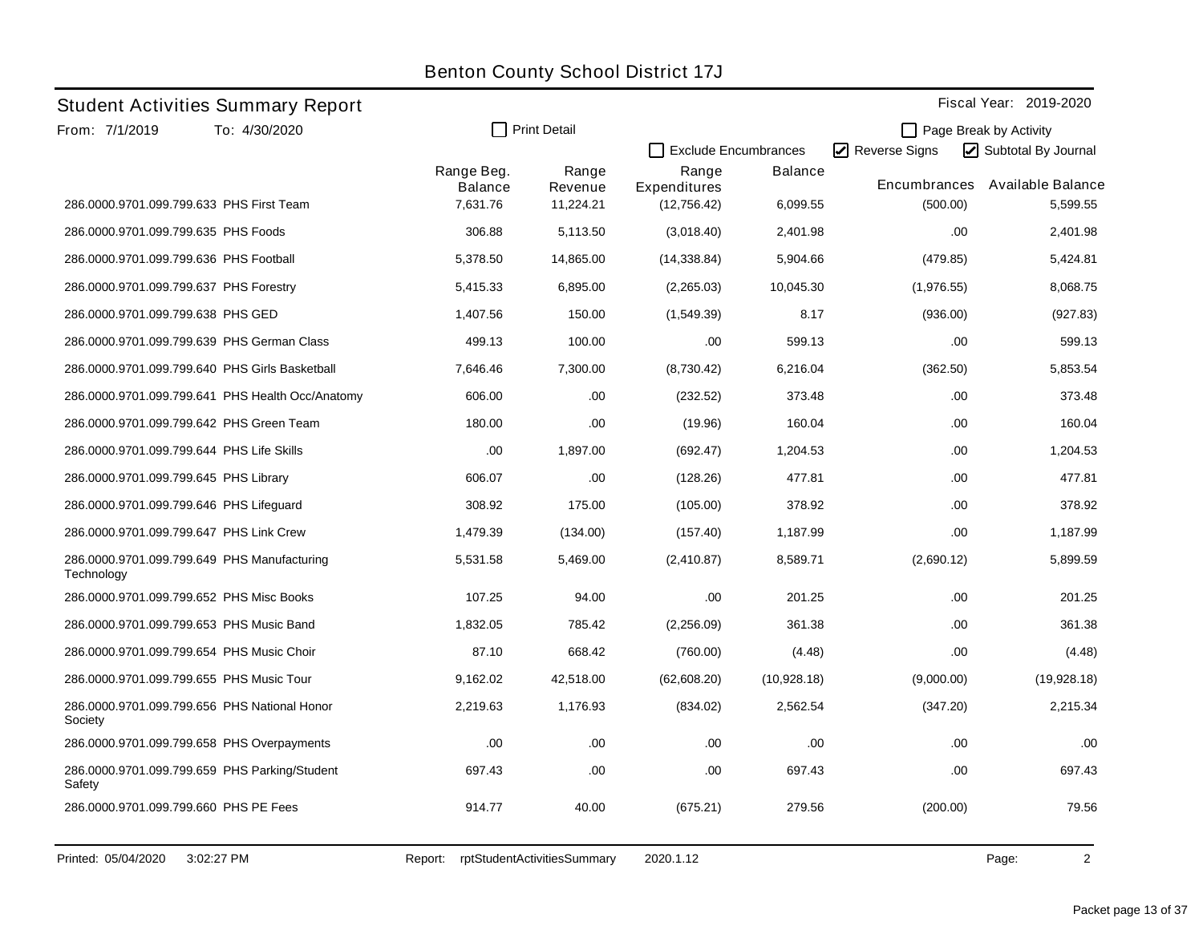# Benton County School District 17J

## Student Activities Summary Report

Fiscal Year: 2019-2020

From: 7/1/2019 To: 4/30/2020

☐ Print Detail ☐ Page Break by Activity

☐ Exclude Encumbrances ☑ Reverse Signs ☑ Subtotal By Journal

| | Range Beg. Balance | Range Revenue | Range Expenditures | Balance | Encumbrances | Available Balance |
|---|---|---|---|---|---|---|
| 286.0000.9701.099.799.633 PHS First Team | 7,631.76 | 11,224.21 | (12,756.42) | 6,099.55 | (500.00) | 5,599.55 |
| 286.0000.9701.099.799.635 PHS Foods | 306.88 | 5,113.50 | (3,018.40) | 2,401.98 | .00 | 2,401.98 |
| 286.0000.9701.099.799.636 PHS Football | 5,378.50 | 14,865.00 | (14,338.84) | 5,904.66 | (479.85) | 5,424.81 |
| 286.0000.9701.099.799.637 PHS Forestry | 5,415.33 | 6,895.00 | (2,265.03) | 10,045.30 | (1,976.55) | 8,068.75 |
| 286.0000.9701.099.799.638 PHS GED | 1,407.56 | 150.00 | (1,549.39) | 8.17 | (936.00) | (927.83) |
| 286.0000.9701.099.799.639 PHS German Class | 499.13 | 100.00 | .00 | 599.13 | .00 | 599.13 |
| 286.0000.9701.099.799.640 PHS Girls Basketball | 7,646.46 | 7,300.00 | (8,730.42) | 6,216.04 | (362.50) | 5,853.54 |
| 286.0000.9701.099.799.641 PHS Health Occ/Anatomy | 606.00 | .00 | (232.52) | 373.48 | .00 | 373.48 |
| 286.0000.9701.099.799.642 PHS Green Team | 180.00 | .00 | (19.96) | 160.04 | .00 | 160.04 |
| 286.0000.9701.099.799.644 PHS Life Skills | .00 | 1,897.00 | (692.47) | 1,204.53 | .00 | 1,204.53 |
| 286.0000.9701.099.799.645 PHS Library | 606.07 | .00 | (128.26) | 477.81 | .00 | 477.81 |
| 286.0000.9701.099.799.646 PHS Lifeguard | 308.92 | 175.00 | (105.00) | 378.92 | .00 | 378.92 |
| 286.0000.9701.099.799.647 PHS Link Crew | 1,479.39 | (134.00) | (157.40) | 1,187.99 | .00 | 1,187.99 |
| 286.0000.9701.099.799.649 PHS Manufacturing Technology | 5,531.58 | 5,469.00 | (2,410.87) | 8,589.71 | (2,690.12) | 5,899.59 |
| 286.0000.9701.099.799.652 PHS Misc Books | 107.25 | 94.00 | .00 | 201.25 | .00 | 201.25 |
| 286.0000.9701.099.799.653 PHS Music Band | 1,832.05 | 785.42 | (2,256.09) | 361.38 | .00 | 361.38 |
| 286.0000.9701.099.799.654 PHS Music Choir | 87.10 | 668.42 | (760.00) | (4.48) | .00 | (4.48) |
| 286.0000.9701.099.799.655 PHS Music Tour | 9,162.02 | 42,518.00 | (62,608.20) | (10,928.18) | (9,000.00) | (19,928.18) |
| 286.0000.9701.099.799.656 PHS National Honor Society | 2,219.63 | 1,176.93 | (834.02) | 2,562.54 | (347.20) | 2,215.34 |
| 286.0000.9701.099.799.658 PHS Overpayments | .00 | .00 | .00 | .00 | .00 | .00 |
| 286.0000.9701.099.799.659 PHS Parking/Student Safety | 697.43 | .00 | .00 | 697.43 | .00 | 697.43 |
| 286.0000.9701.099.799.660 PHS PE Fees | 914.77 | 40.00 | (675.21) | 279.56 | (200.00) | 79.56 |

Printed: 05/04/2020 3:02:27 PM Report: rptStudentActivitiesSummary 2020.1.12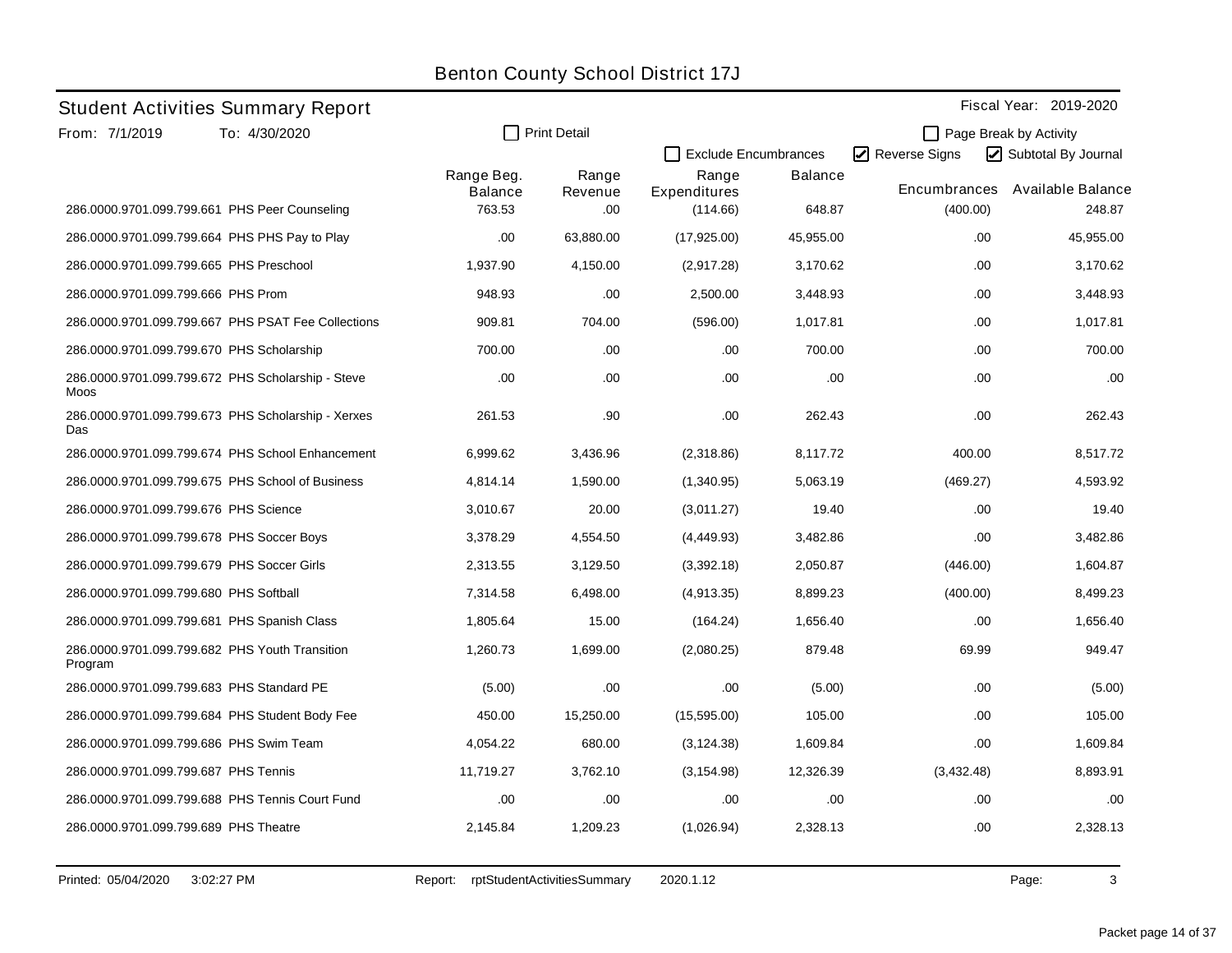# Benton County School District 17J

## Student Activities Summary Report

Fiscal Year: 2019-2020

From: 7/1/2019 To: 4/30/2020

☐ Print Detail ☐ Page Break by Activity

☐ Exclude Encumbrances ☑ Reverse Signs ☑ Subtotal By Journal

| | Range Beg. Balance | Range Revenue | Range Expenditures | Balance | Encumbrances | Available Balance |
|---|---|---|---|---|---|---|
| 286.0000.9701.099.799.661 PHS Peer Counseling | 763.53 | .00 | (114.66) | 648.87 | (400.00) | 248.87 |
| 286.0000.9701.099.799.664 PHS PHS Pay to Play | .00 | 63,880.00 | (17,925.00) | 45,955.00 | .00 | 45,955.00 |
| 286.0000.9701.099.799.665 PHS Preschool | 1,937.90 | 4,150.00 | (2,917.28) | 3,170.62 | .00 | 3,170.62 |
| 286.0000.9701.099.799.666 PHS Prom | 948.93 | .00 | 2,500.00 | 3,448.93 | .00 | 3,448.93 |
| 286.0000.9701.099.799.667 PHS PSAT Fee Collections | 909.81 | 704.00 | (596.00) | 1,017.81 | .00 | 1,017.81 |
| 286.0000.9701.099.799.670 PHS Scholarship | 700.00 | .00 | .00 | 700.00 | .00 | 700.00 |
| 286.0000.9701.099.799.672 PHS Scholarship - Steve Moos | .00 | .00 | .00 | .00 | .00 | .00 |
| 286.0000.9701.099.799.673 PHS Scholarship - Xerxes Das | 261.53 | .90 | .00 | 262.43 | .00 | 262.43 |
| 286.0000.9701.099.799.674 PHS School Enhancement | 6,999.62 | 3,436.96 | (2,318.86) | 8,117.72 | 400.00 | 8,517.72 |
| 286.0000.9701.099.799.675 PHS School of Business | 4,814.14 | 1,590.00 | (1,340.95) | 5,063.19 | (469.27) | 4,593.92 |
| 286.0000.9701.099.799.676 PHS Science | 3,010.67 | 20.00 | (3,011.27) | 19.40 | .00 | 19.40 |
| 286.0000.9701.099.799.678 PHS Soccer Boys | 3,378.29 | 4,554.50 | (4,449.93) | 3,482.86 | .00 | 3,482.86 |
| 286.0000.9701.099.799.679 PHS Soccer Girls | 2,313.55 | 3,129.50 | (3,392.18) | 2,050.87 | (446.00) | 1,604.87 |
| 286.0000.9701.099.799.680 PHS Softball | 7,314.58 | 6,498.00 | (4,913.35) | 8,899.23 | (400.00) | 8,499.23 |
| 286.0000.9701.099.799.681 PHS Spanish Class | 1,805.64 | 15.00 | (164.24) | 1,656.40 | .00 | 1,656.40 |
| 286.0000.9701.099.799.682 PHS Youth Transition Program | 1,260.73 | 1,699.00 | (2,080.25) | 879.48 | 69.99 | 949.47 |
| 286.0000.9701.099.799.683 PHS Standard PE | (5.00) | .00 | .00 | (5.00) | .00 | (5.00) |
| 286.0000.9701.099.799.684 PHS Student Body Fee | 450.00 | 15,250.00 | (15,595.00) | 105.00 | .00 | 105.00 |
| 286.0000.9701.099.799.686 PHS Swim Team | 4,054.22 | 680.00 | (3,124.38) | 1,609.84 | .00 | 1,609.84 |
| 286.0000.9701.099.799.687 PHS Tennis | 11,719.27 | 3,762.10 | (3,154.98) | 12,326.39 | (3,432.48) | 8,893.91 |
| 286.0000.9701.099.799.688 PHS Tennis Court Fund | .00 | .00 | .00 | .00 | .00 | .00 |
| 286.0000.9701.099.799.689 PHS Theatre | 2,145.84 | 1,209.23 | (1,026.94) | 2,328.13 | .00 | 2,328.13 |

Printed: 05/04/2020 3:02:27 PM Report: rptStudentActivitiesSummary 2020.1.12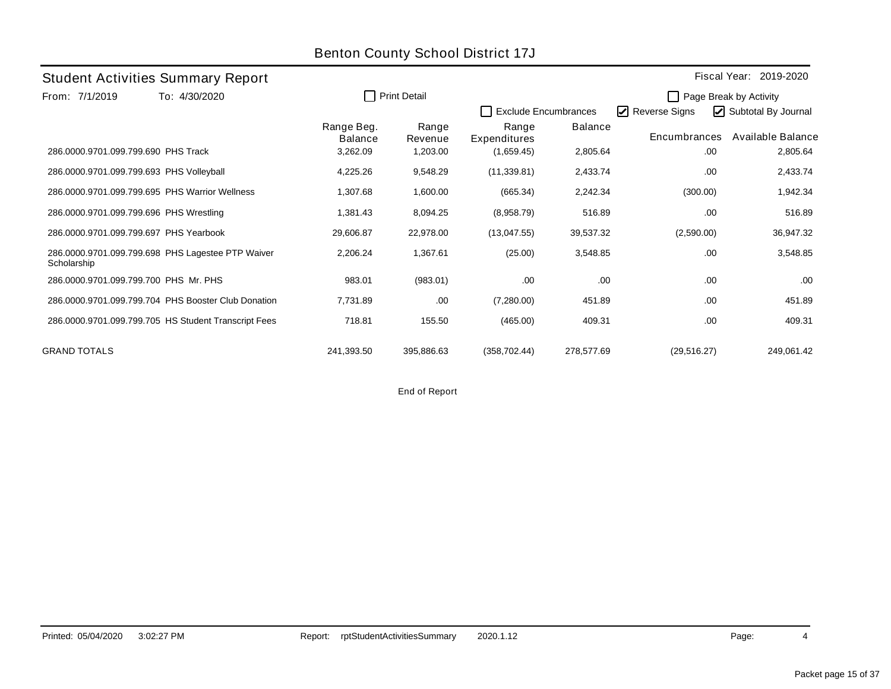# Benton County School District 17J

## Student Activities Summary Report

Fiscal Year: 2019-2020

From: 7/1/2019 To: 4/30/2020

☐ Print Detail ☐ Exclude Encumbrances ☐ Page Break by Activity ☑ Reverse Signs ☑ Subtotal By Journal

| | Range Beg. Balance | Range Revenue | Range Expenditures | Balance | Encumbrances | Available Balance |
|---|---|---|---|---|---|---|
| 286.0000.9701.099.799.690 PHS Track | 3,262.09 | 1,203.00 | (1,659.45) | 2,805.64 | .00 | 2,805.64 |
| 286.0000.9701.099.799.693 PHS Volleyball | 4,225.26 | 9,548.29 | (11,339.81) | 2,433.74 | .00 | 2,433.74 |
| 286.0000.9701.099.799.695 PHS Warrior Wellness | 1,307.68 | 1,600.00 | (665.34) | 2,242.34 | (300.00) | 1,942.34 |
| 286.0000.9701.099.799.696 PHS Wrestling | 1,381.43 | 8,094.25 | (8,958.79) | 516.89 | .00 | 516.89 |
| 286.0000.9701.099.799.697 PHS Yearbook | 29,606.87 | 22,978.00 | (13,047.55) | 39,537.32 | (2,590.00) | 36,947.32 |
| 286.0000.9701.099.799.698 PHS Lagestee PTP Waiver Scholarship | 2,206.24 | 1,367.61 | (25.00) | 3,548.85 | .00 | 3,548.85 |
| 286.0000.9701.099.799.700 PHS Mr. PHS | 983.01 | (983.01) | .00 | .00 | .00 | .00 |
| 286.0000.9701.099.799.704 PHS Booster Club Donation | 7,731.89 | .00 | (7,280.00) | 451.89 | .00 | 451.89 |
| 286.0000.9701.099.799.705 HS Student Transcript Fees | 718.81 | 155.50 | (465.00) | 409.31 | .00 | 409.31 |
| GRAND TOTALS | 241,393.50 | 395,886.63 | (358,702.44) | 278,577.69 | (29,516.27) | 249,061.42 |

End of Report

Printed: 05/04/2020 3:02:27 PM Report: rptStudentActivitiesSummary 2020.1.12 Page: 4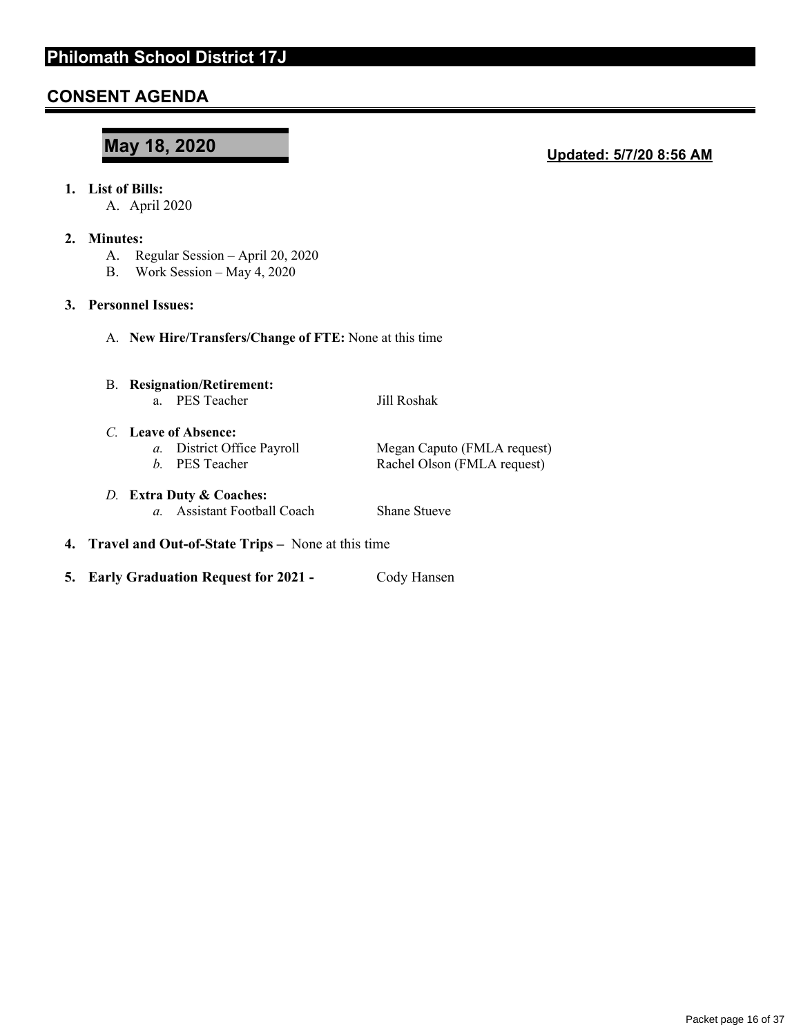# Philomath School District 17J

## CONSENT AGENDA

### May 18, 2020

**Updated: 5/7/20 8:56 AM**

1. **List of Bills:**
   A. April 2020

2. **Minutes:**
   A. Regular Session – April 20, 2020
   B. Work Session – May 4, 2020

3. **Personnel Issues:**

   A. **New Hire/Transfers/Change of FTE:** None at this time

   B. **Resignation/Retirement:**
      a. PES Teacher — Jill Roshak

   *C.* **Leave of Absence:**
      *a.* District Office Payroll — Megan Caputo (FMLA request)
      *b.* PES Teacher — Rachel Olson (FMLA request)

   *D.* **Extra Duty & Coaches:**
      *a.* Assistant Football Coach — Shane Stueve

4. **Travel and Out-of-State Trips –** None at this time

5. **Early Graduation Request for 2021 -** Cody Hansen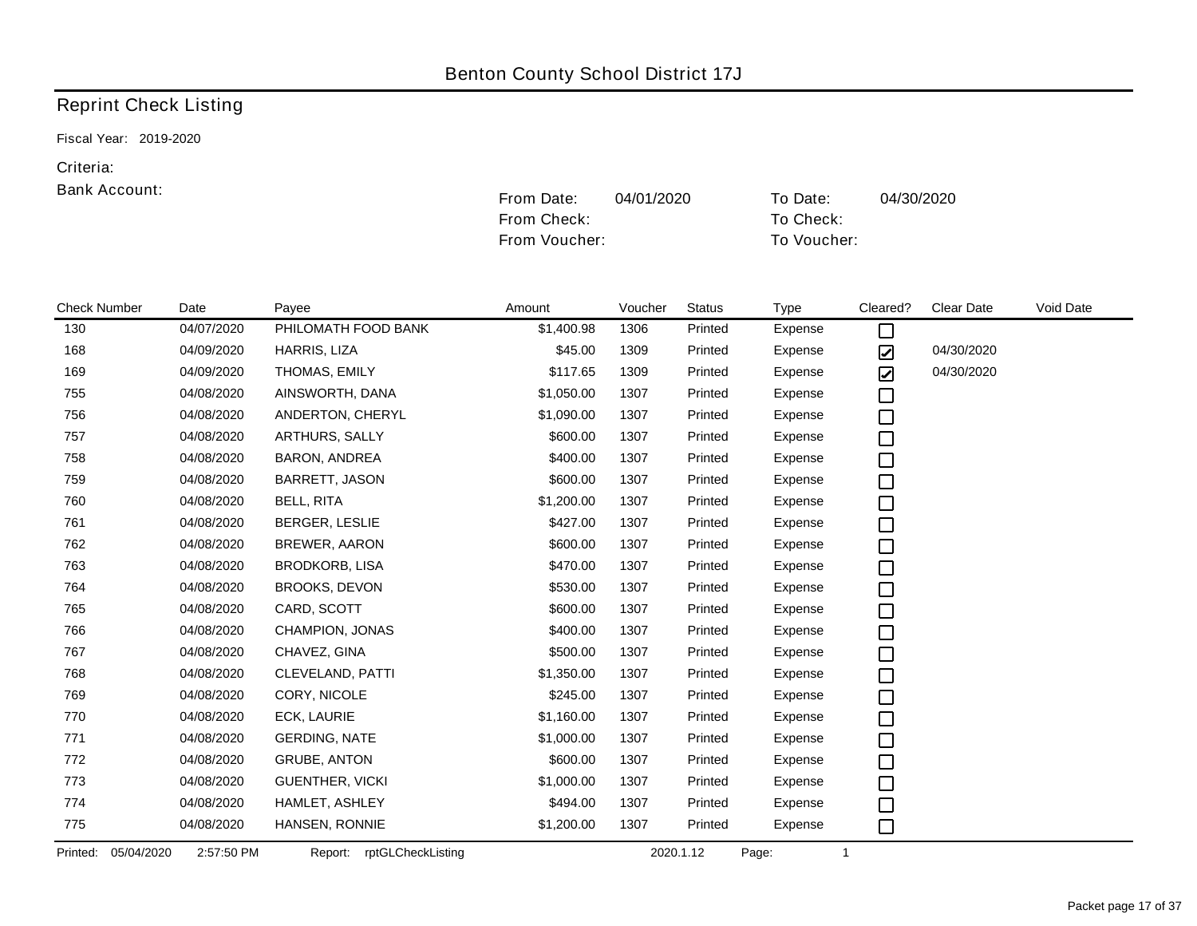Benton County School District 17J

## Reprint Check Listing

Fiscal Year: 2019-2020

Criteria:

Bank Account:

| | | | |
|---|---|---|---|
| From Date: | 04/01/2020 | To Date: | 04/30/2020 |
| From Check: | | To Check: | |
| From Voucher: | | To Voucher: | |

| Check Number | Date | Payee | Amount | Voucher | Status | Type | Cleared? | Clear Date | Void Date |
|---|---|---|---|---|---|---|---|---|---|
| 130 | 04/07/2020 | PHILOMATH FOOD BANK | $1,400.98 | 1306 | Printed | Expense | ☐ | | |
| 168 | 04/09/2020 | HARRIS, LIZA | $45.00 | 1309 | Printed | Expense | ☑ | 04/30/2020 | |
| 169 | 04/09/2020 | THOMAS, EMILY | $117.65 | 1309 | Printed | Expense | ☑ | 04/30/2020 | |
| 755 | 04/08/2020 | AINSWORTH, DANA | $1,050.00 | 1307 | Printed | Expense | ☐ | | |
| 756 | 04/08/2020 | ANDERTON, CHERYL | $1,090.00 | 1307 | Printed | Expense | ☐ | | |
| 757 | 04/08/2020 | ARTHURS, SALLY | $600.00 | 1307 | Printed | Expense | ☐ | | |
| 758 | 04/08/2020 | BARON, ANDREA | $400.00 | 1307 | Printed | Expense | ☐ | | |
| 759 | 04/08/2020 | BARRETT, JASON | $600.00 | 1307 | Printed | Expense | ☐ | | |
| 760 | 04/08/2020 | BELL, RITA | $1,200.00 | 1307 | Printed | Expense | ☐ | | |
| 761 | 04/08/2020 | BERGER, LESLIE | $427.00 | 1307 | Printed | Expense | ☐ | | |
| 762 | 04/08/2020 | BREWER, AARON | $600.00 | 1307 | Printed | Expense | ☐ | | |
| 763 | 04/08/2020 | BRODKORB, LISA | $470.00 | 1307 | Printed | Expense | ☐ | | |
| 764 | 04/08/2020 | BROOKS, DEVON | $530.00 | 1307 | Printed | Expense | ☐ | | |
| 765 | 04/08/2020 | CARD, SCOTT | $600.00 | 1307 | Printed | Expense | ☐ | | |
| 766 | 04/08/2020 | CHAMPION, JONAS | $400.00 | 1307 | Printed | Expense | ☐ | | |
| 767 | 04/08/2020 | CHAVEZ, GINA | $500.00 | 1307 | Printed | Expense | ☐ | | |
| 768 | 04/08/2020 | CLEVELAND, PATTI | $1,350.00 | 1307 | Printed | Expense | ☐ | | |
| 769 | 04/08/2020 | CORY, NICOLE | $245.00 | 1307 | Printed | Expense | ☐ | | |
| 770 | 04/08/2020 | ECK, LAURIE | $1,160.00 | 1307 | Printed | Expense | ☐ | | |
| 771 | 04/08/2020 | GERDING, NATE | $1,000.00 | 1307 | Printed | Expense | ☐ | | |
| 772 | 04/08/2020 | GRUBE, ANTON | $600.00 | 1307 | Printed | Expense | ☐ | | |
| 773 | 04/08/2020 | GUENTHER, VICKI | $1,000.00 | 1307 | Printed | Expense | ☐ | | |
| 774 | 04/08/2020 | HAMLET, ASHLEY | $494.00 | 1307 | Printed | Expense | ☐ | | |
| 775 | 04/08/2020 | HANSEN, RONNIE | $1,200.00 | 1307 | Printed | Expense | ☐ | | |

Printed: 05/04/2020 2:57:50 PM Report: rptGLCheckListing 2020.1.12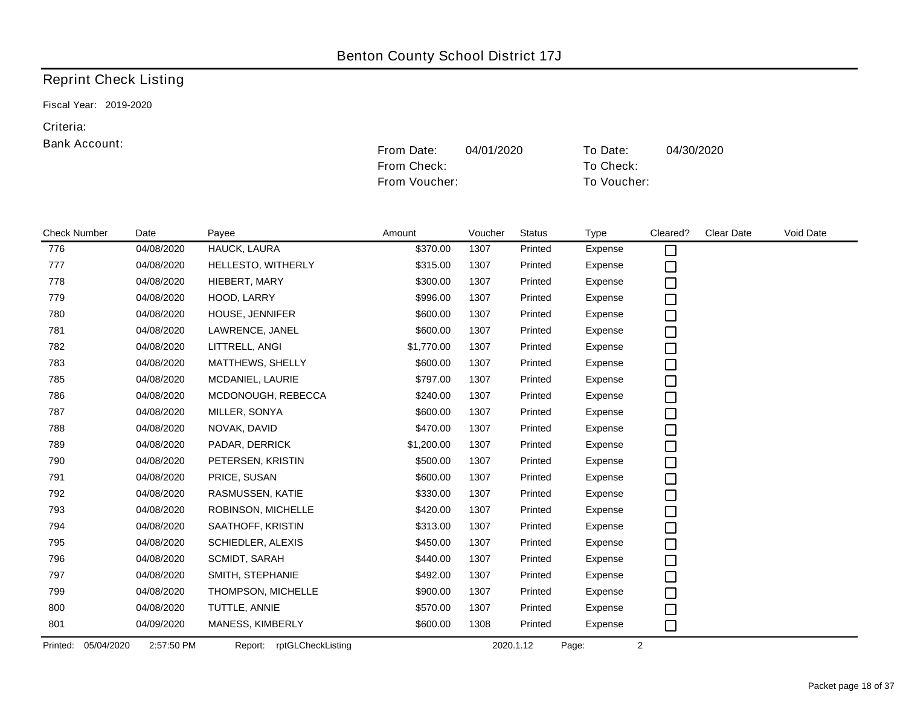Benton County School District 17J

# Reprint Check Listing

Fiscal Year: 2019-2020

Criteria:

Bank Account:

From Date: 04/01/2020 To Date: 04/30/2020

From Check: To Check:

From Voucher: To Voucher:

| Check Number | Date | Payee | Amount | Voucher | Status | Type | Cleared? | Clear Date | Void Date |
|---|---|---|---|---|---|---|---|---|---|
| 776 | 04/08/2020 | HAUCK, LAURA | $370.00 | 1307 | Printed | Expense | ☐ | | |
| 777 | 04/08/2020 | HELLESTO, WITHERLY | $315.00 | 1307 | Printed | Expense | ☐ | | |
| 778 | 04/08/2020 | HIEBERT, MARY | $300.00 | 1307 | Printed | Expense | ☐ | | |
| 779 | 04/08/2020 | HOOD, LARRY | $996.00 | 1307 | Printed | Expense | ☐ | | |
| 780 | 04/08/2020 | HOUSE, JENNIFER | $600.00 | 1307 | Printed | Expense | ☐ | | |
| 781 | 04/08/2020 | LAWRENCE, JANEL | $600.00 | 1307 | Printed | Expense | ☐ | | |
| 782 | 04/08/2020 | LITTRELL, ANGI | $1,770.00 | 1307 | Printed | Expense | ☐ | | |
| 783 | 04/08/2020 | MATTHEWS, SHELLY | $600.00 | 1307 | Printed | Expense | ☐ | | |
| 785 | 04/08/2020 | MCDANIEL, LAURIE | $797.00 | 1307 | Printed | Expense | ☐ | | |
| 786 | 04/08/2020 | MCDONOUGH, REBECCA | $240.00 | 1307 | Printed | Expense | ☐ | | |
| 787 | 04/08/2020 | MILLER, SONYA | $600.00 | 1307 | Printed | Expense | ☐ | | |
| 788 | 04/08/2020 | NOVAK, DAVID | $470.00 | 1307 | Printed | Expense | ☐ | | |
| 789 | 04/08/2020 | PADAR, DERRICK | $1,200.00 | 1307 | Printed | Expense | ☐ | | |
| 790 | 04/08/2020 | PETERSEN, KRISTIN | $500.00 | 1307 | Printed | Expense | ☐ | | |
| 791 | 04/08/2020 | PRICE, SUSAN | $600.00 | 1307 | Printed | Expense | ☐ | | |
| 792 | 04/08/2020 | RASMUSSEN, KATIE | $330.00 | 1307 | Printed | Expense | ☐ | | |
| 793 | 04/08/2020 | ROBINSON, MICHELLE | $420.00 | 1307 | Printed | Expense | ☐ | | |
| 794 | 04/08/2020 | SAATHOFF, KRISTIN | $313.00 | 1307 | Printed | Expense | ☐ | | |
| 795 | 04/08/2020 | SCHIEDLER, ALEXIS | $450.00 | 1307 | Printed | Expense | ☐ | | |
| 796 | 04/08/2020 | SCMIDT, SARAH | $440.00 | 1307 | Printed | Expense | ☐ | | |
| 797 | 04/08/2020 | SMITH, STEPHANIE | $492.00 | 1307 | Printed | Expense | ☐ | | |
| 799 | 04/08/2020 | THOMPSON, MICHELLE | $900.00 | 1307 | Printed | Expense | ☐ | | |
| 800 | 04/08/2020 | TUTTLE, ANNIE | $570.00 | 1307 | Printed | Expense | ☐ | | |
| 801 | 04/09/2020 | MANESS, KIMBERLY | $600.00 | 1308 | Printed | Expense | ☐ | | |

Printed: 05/04/2020 2:57:50 PM Report: rptGLCheckListing 2020.1.12 Page: 2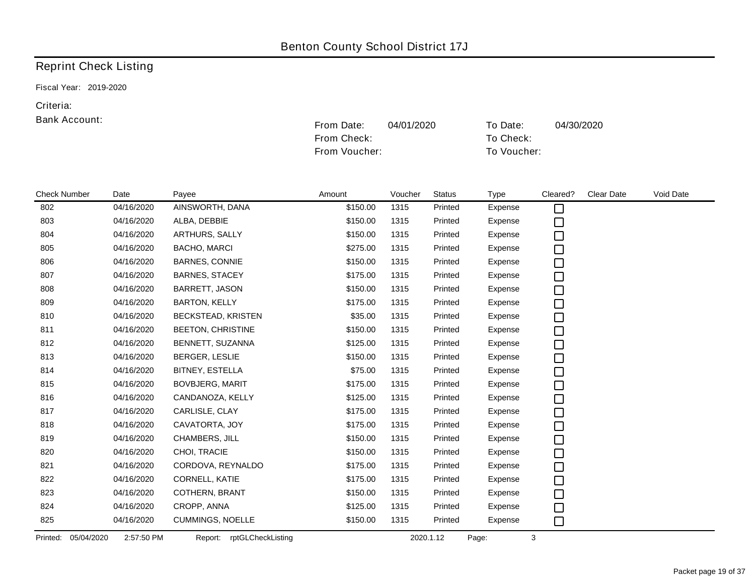Benton County School District 17J

## Reprint Check Listing

Fiscal Year: 2019-2020

Criteria:

Bank Account:

From Date: 04/01/2020 To Date: 04/30/2020

From Check: To Check:

From Voucher: To Voucher:

| Check Number | Date | Payee | Amount | Voucher | Status | Type | Cleared? | Clear Date | Void Date |
|---|---|---|---|---|---|---|---|---|---|
| 802 | 04/16/2020 | AINSWORTH, DANA | $150.00 | 1315 | Printed | Expense | ☐ | | |
| 803 | 04/16/2020 | ALBA, DEBBIE | $150.00 | 1315 | Printed | Expense | ☐ | | |
| 804 | 04/16/2020 | ARTHURS, SALLY | $150.00 | 1315 | Printed | Expense | ☐ | | |
| 805 | 04/16/2020 | BACHO, MARCI | $275.00 | 1315 | Printed | Expense | ☐ | | |
| 806 | 04/16/2020 | BARNES, CONNIE | $150.00 | 1315 | Printed | Expense | ☐ | | |
| 807 | 04/16/2020 | BARNES, STACEY | $175.00 | 1315 | Printed | Expense | ☐ | | |
| 808 | 04/16/2020 | BARRETT, JASON | $150.00 | 1315 | Printed | Expense | ☐ | | |
| 809 | 04/16/2020 | BARTON, KELLY | $175.00 | 1315 | Printed | Expense | ☐ | | |
| 810 | 04/16/2020 | BECKSTEAD, KRISTEN | $35.00 | 1315 | Printed | Expense | ☐ | | |
| 811 | 04/16/2020 | BEETON, CHRISTINE | $150.00 | 1315 | Printed | Expense | ☐ | | |
| 812 | 04/16/2020 | BENNETT, SUZANNA | $125.00 | 1315 | Printed | Expense | ☐ | | |
| 813 | 04/16/2020 | BERGER, LESLIE | $150.00 | 1315 | Printed | Expense | ☐ | | |
| 814 | 04/16/2020 | BITNEY, ESTELLA | $75.00 | 1315 | Printed | Expense | ☐ | | |
| 815 | 04/16/2020 | BOVBJERG, MARIT | $175.00 | 1315 | Printed | Expense | ☐ | | |
| 816 | 04/16/2020 | CANDANOZA, KELLY | $125.00 | 1315 | Printed | Expense | ☐ | | |
| 817 | 04/16/2020 | CARLISLE, CLAY | $175.00 | 1315 | Printed | Expense | ☐ | | |
| 818 | 04/16/2020 | CAVATORTA, JOY | $175.00 | 1315 | Printed | Expense | ☐ | | |
| 819 | 04/16/2020 | CHAMBERS, JILL | $150.00 | 1315 | Printed | Expense | ☐ | | |
| 820 | 04/16/2020 | CHOI, TRACIE | $150.00 | 1315 | Printed | Expense | ☐ | | |
| 821 | 04/16/2020 | CORDOVA, REYNALDO | $175.00 | 1315 | Printed | Expense | ☐ | | |
| 822 | 04/16/2020 | CORNELL, KATIE | $175.00 | 1315 | Printed | Expense | ☐ | | |
| 823 | 04/16/2020 | COTHERN, BRANT | $150.00 | 1315 | Printed | Expense | ☐ | | |
| 824 | 04/16/2020 | CROPP, ANNA | $125.00 | 1315 | Printed | Expense | ☐ | | |
| 825 | 04/16/2020 | CUMMINGS, NOELLE | $150.00 | 1315 | Printed | Expense | ☐ | | |

Printed: 05/04/2020 2:57:50 PM Report: rptGLCheckListing 2020.1.12 Page: 3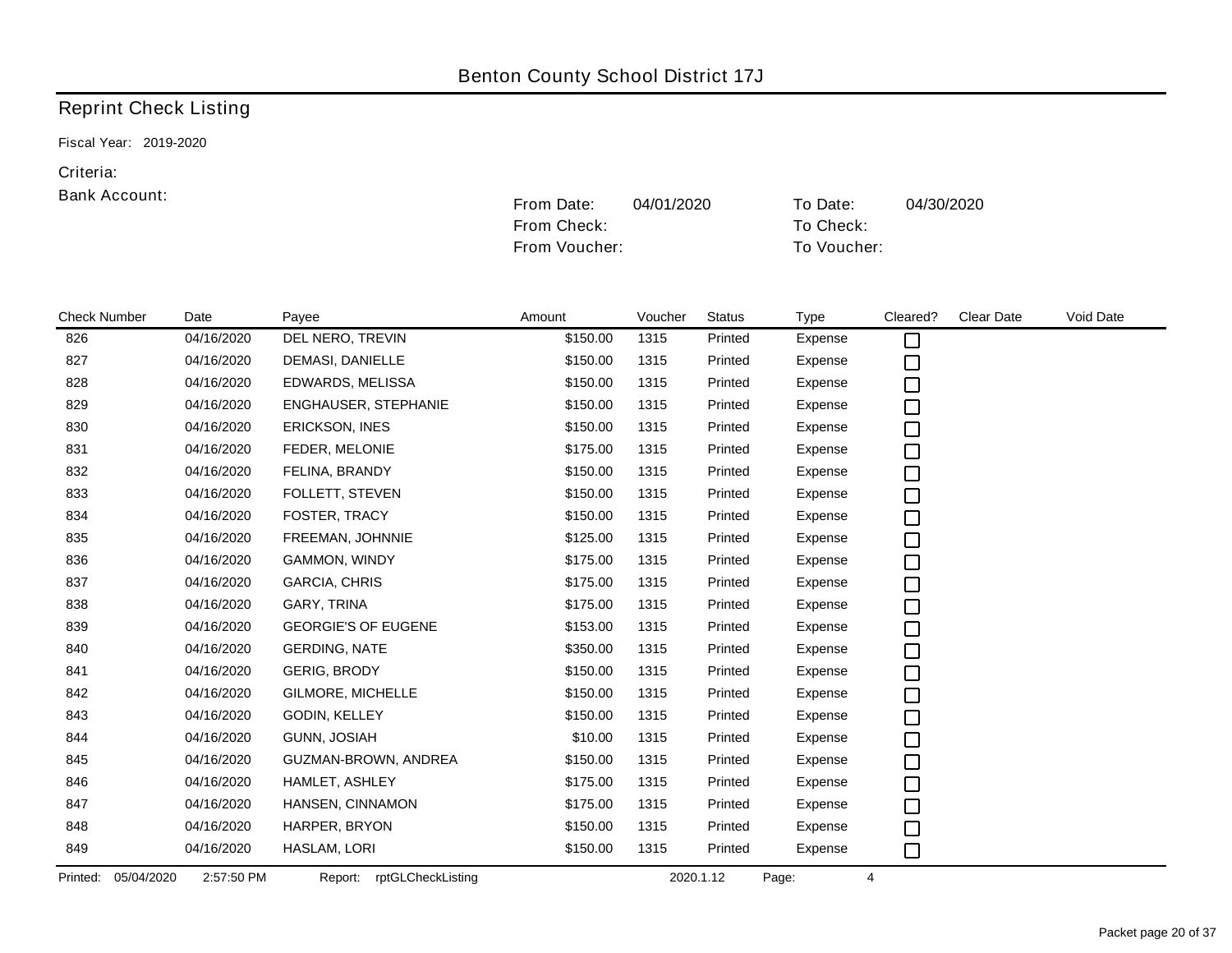Benton County School District 17J

## Reprint Check Listing

Fiscal Year: 2019-2020

Criteria:

Bank Account:

From Date: 04/01/2020 To Date: 04/30/2020

From Check: To Check:

From Voucher: To Voucher:

| Check Number | Date | Payee | Amount | Voucher | Status | Type | Cleared? | Clear Date | Void Date |
|---|---|---|---|---|---|---|---|---|---|
| 826 | 04/16/2020 | DEL NERO, TREVIN | $150.00 | 1315 | Printed | Expense | ☐ | | |
| 827 | 04/16/2020 | DEMASI, DANIELLE | $150.00 | 1315 | Printed | Expense | ☐ | | |
| 828 | 04/16/2020 | EDWARDS, MELISSA | $150.00 | 1315 | Printed | Expense | ☐ | | |
| 829 | 04/16/2020 | ENGHAUSER, STEPHANIE | $150.00 | 1315 | Printed | Expense | ☐ | | |
| 830 | 04/16/2020 | ERICKSON, INES | $150.00 | 1315 | Printed | Expense | ☐ | | |
| 831 | 04/16/2020 | FEDER, MELONIE | $175.00 | 1315 | Printed | Expense | ☐ | | |
| 832 | 04/16/2020 | FELINA, BRANDY | $150.00 | 1315 | Printed | Expense | ☐ | | |
| 833 | 04/16/2020 | FOLLETT, STEVEN | $150.00 | 1315 | Printed | Expense | ☐ | | |
| 834 | 04/16/2020 | FOSTER, TRACY | $150.00 | 1315 | Printed | Expense | ☐ | | |
| 835 | 04/16/2020 | FREEMAN, JOHNNIE | $125.00 | 1315 | Printed | Expense | ☐ | | |
| 836 | 04/16/2020 | GAMMON, WINDY | $175.00 | 1315 | Printed | Expense | ☐ | | |
| 837 | 04/16/2020 | GARCIA, CHRIS | $175.00 | 1315 | Printed | Expense | ☐ | | |
| 838 | 04/16/2020 | GARY, TRINA | $175.00 | 1315 | Printed | Expense | ☐ | | |
| 839 | 04/16/2020 | GEORGIE'S OF EUGENE | $153.00 | 1315 | Printed | Expense | ☐ | | |
| 840 | 04/16/2020 | GERDING, NATE | $350.00 | 1315 | Printed | Expense | ☐ | | |
| 841 | 04/16/2020 | GERIG, BRODY | $150.00 | 1315 | Printed | Expense | ☐ | | |
| 842 | 04/16/2020 | GILMORE, MICHELLE | $150.00 | 1315 | Printed | Expense | ☐ | | |
| 843 | 04/16/2020 | GODIN, KELLEY | $150.00 | 1315 | Printed | Expense | ☐ | | |
| 844 | 04/16/2020 | GUNN, JOSIAH | $10.00 | 1315 | Printed | Expense | ☐ | | |
| 845 | 04/16/2020 | GUZMAN-BROWN, ANDREA | $150.00 | 1315 | Printed | Expense | ☐ | | |
| 846 | 04/16/2020 | HAMLET, ASHLEY | $175.00 | 1315 | Printed | Expense | ☐ | | |
| 847 | 04/16/2020 | HANSEN, CINNAMON | $175.00 | 1315 | Printed | Expense | ☐ | | |
| 848 | 04/16/2020 | HARPER, BRYON | $150.00 | 1315 | Printed | Expense | ☐ | | |
| 849 | 04/16/2020 | HASLAM, LORI | $150.00 | 1315 | Printed | Expense | ☐ | | |

Printed: 05/04/2020 2:57:50 PM Report: rptGLCheckListing 2020.1.12 Page: 4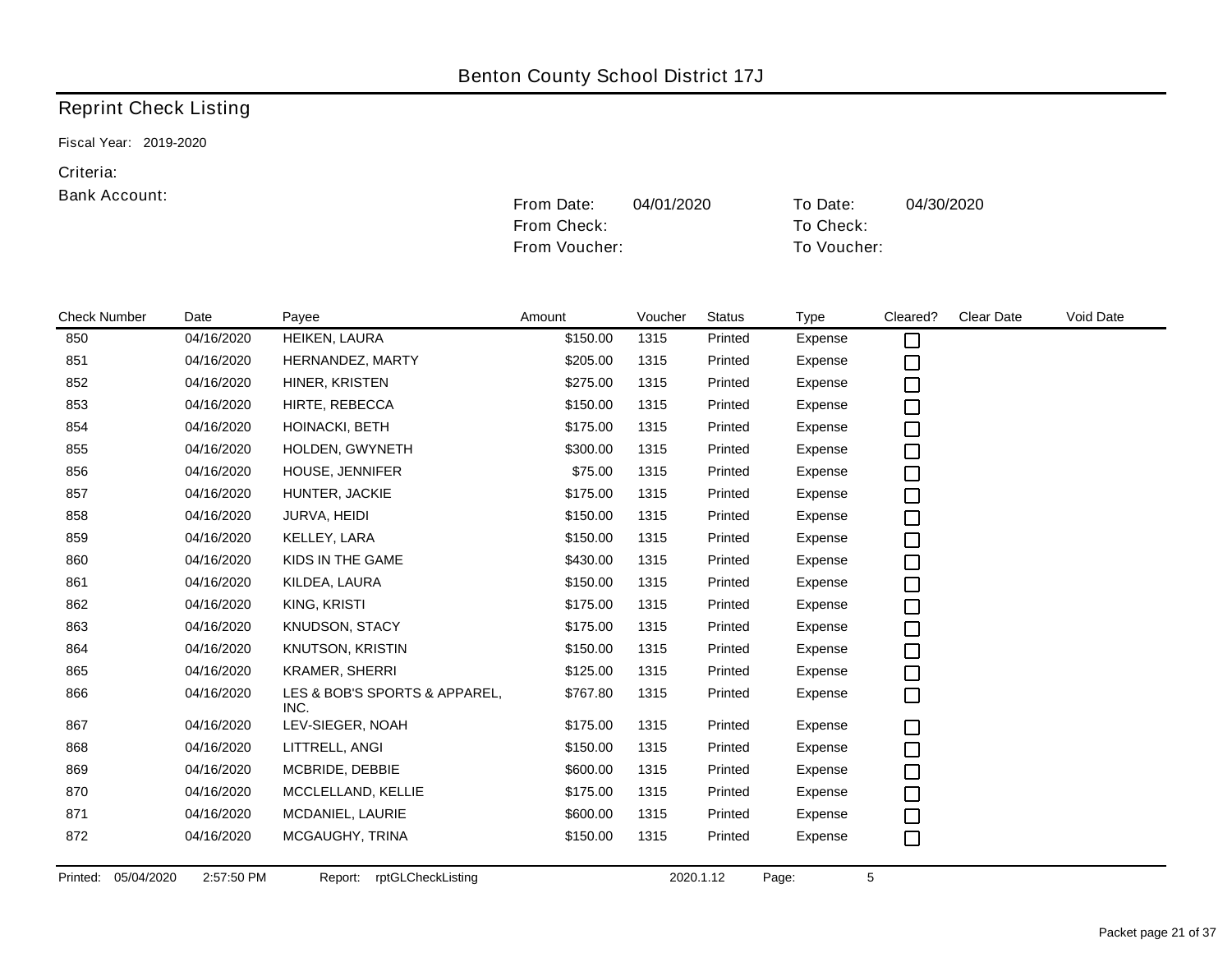Benton County School District 17J

# Reprint Check Listing

Fiscal Year: 2019-2020

Criteria:

Bank Account:

From Date: 04/01/2020 To Date: 04/30/2020

From Check: To Check:

From Voucher: To Voucher:

| Check Number | Date | Payee | Amount | Voucher | Status | Type | Cleared? | Clear Date | Void Date |
|---|---|---|---|---|---|---|---|---|---|
| 850 | 04/16/2020 | HEIKEN, LAURA | $150.00 | 1315 | Printed | Expense | ☐ | | |
| 851 | 04/16/2020 | HERNANDEZ, MARTY | $205.00 | 1315 | Printed | Expense | ☐ | | |
| 852 | 04/16/2020 | HINER, KRISTEN | $275.00 | 1315 | Printed | Expense | ☐ | | |
| 853 | 04/16/2020 | HIRTE, REBECCA | $150.00 | 1315 | Printed | Expense | ☐ | | |
| 854 | 04/16/2020 | HOINACKI, BETH | $175.00 | 1315 | Printed | Expense | ☐ | | |
| 855 | 04/16/2020 | HOLDEN, GWYNETH | $300.00 | 1315 | Printed | Expense | ☐ | | |
| 856 | 04/16/2020 | HOUSE, JENNIFER | $75.00 | 1315 | Printed | Expense | ☐ | | |
| 857 | 04/16/2020 | HUNTER, JACKIE | $175.00 | 1315 | Printed | Expense | ☐ | | |
| 858 | 04/16/2020 | JURVA, HEIDI | $150.00 | 1315 | Printed | Expense | ☐ | | |
| 859 | 04/16/2020 | KELLEY, LARA | $150.00 | 1315 | Printed | Expense | ☐ | | |
| 860 | 04/16/2020 | KIDS IN THE GAME | $430.00 | 1315 | Printed | Expense | ☐ | | |
| 861 | 04/16/2020 | KILDEA, LAURA | $150.00 | 1315 | Printed | Expense | ☐ | | |
| 862 | 04/16/2020 | KING, KRISTI | $175.00 | 1315 | Printed | Expense | ☐ | | |
| 863 | 04/16/2020 | KNUDSON, STACY | $175.00 | 1315 | Printed | Expense | ☐ | | |
| 864 | 04/16/2020 | KNUTSON, KRISTIN | $150.00 | 1315 | Printed | Expense | ☐ | | |
| 865 | 04/16/2020 | KRAMER, SHERRI | $125.00 | 1315 | Printed | Expense | ☐ | | |
| 866 | 04/16/2020 | LES & BOB'S SPORTS & APPAREL, INC. | $767.80 | 1315 | Printed | Expense | ☐ | | |
| 867 | 04/16/2020 | LEV-SIEGER, NOAH | $175.00 | 1315 | Printed | Expense | ☐ | | |
| 868 | 04/16/2020 | LITTRELL, ANGI | $150.00 | 1315 | Printed | Expense | ☐ | | |
| 869 | 04/16/2020 | MCBRIDE, DEBBIE | $600.00 | 1315 | Printed | Expense | ☐ | | |
| 870 | 04/16/2020 | MCCLELLAND, KELLIE | $175.00 | 1315 | Printed | Expense | ☐ | | |
| 871 | 04/16/2020 | MCDANIEL, LAURIE | $600.00 | 1315 | Printed | Expense | ☐ | | |
| 872 | 04/16/2020 | MCGAUGHY, TRINA | $150.00 | 1315 | Printed | Expense | ☐ | | |

Printed: 05/04/2020 2:57:50 PM Report: rptGLCheckListing 2020.1.12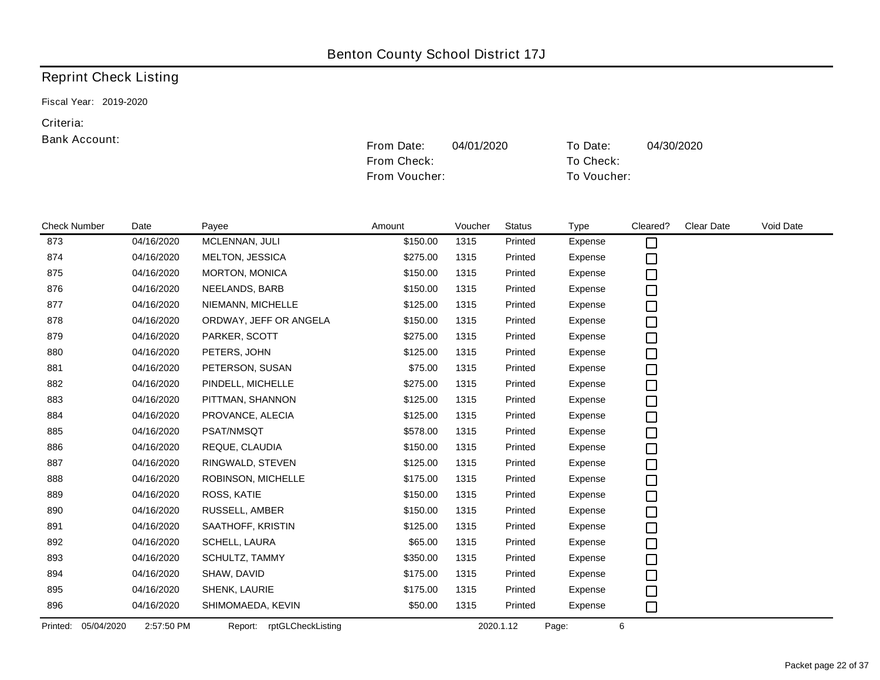Benton County School District 17J

# Reprint Check Listing

Fiscal Year: 2019-2020

Criteria:

Bank Account:

| | | | |
|---|---|---|---|
| From Date: | 04/01/2020 | To Date: | 04/30/2020 |
| From Check: | | To Check: | |
| From Voucher: | | To Voucher: | |

| Check Number | Date | Payee | Amount | Voucher | Status | Type | Cleared? | Clear Date | Void Date |
|---|---|---|---|---|---|---|---|---|---|
| 873 | 04/16/2020 | MCLENNAN, JULI | $150.00 | 1315 | Printed | Expense | ☐ | | |
| 874 | 04/16/2020 | MELTON, JESSICA | $275.00 | 1315 | Printed | Expense | ☐ | | |
| 875 | 04/16/2020 | MORTON, MONICA | $150.00 | 1315 | Printed | Expense | ☐ | | |
| 876 | 04/16/2020 | NEELANDS, BARB | $150.00 | 1315 | Printed | Expense | ☐ | | |
| 877 | 04/16/2020 | NIEMANN, MICHELLE | $125.00 | 1315 | Printed | Expense | ☐ | | |
| 878 | 04/16/2020 | ORDWAY, JEFF OR ANGELA | $150.00 | 1315 | Printed | Expense | ☐ | | |
| 879 | 04/16/2020 | PARKER, SCOTT | $275.00 | 1315 | Printed | Expense | ☐ | | |
| 880 | 04/16/2020 | PETERS, JOHN | $125.00 | 1315 | Printed | Expense | ☐ | | |
| 881 | 04/16/2020 | PETERSON, SUSAN | $75.00 | 1315 | Printed | Expense | ☐ | | |
| 882 | 04/16/2020 | PINDELL, MICHELLE | $275.00 | 1315 | Printed | Expense | ☐ | | |
| 883 | 04/16/2020 | PITTMAN, SHANNON | $125.00 | 1315 | Printed | Expense | ☐ | | |
| 884 | 04/16/2020 | PROVANCE, ALECIA | $125.00 | 1315 | Printed | Expense | ☐ | | |
| 885 | 04/16/2020 | PSAT/NMSQT | $578.00 | 1315 | Printed | Expense | ☐ | | |
| 886 | 04/16/2020 | REQUE, CLAUDIA | $150.00 | 1315 | Printed | Expense | ☐ | | |
| 887 | 04/16/2020 | RINGWALD, STEVEN | $125.00 | 1315 | Printed | Expense | ☐ | | |
| 888 | 04/16/2020 | ROBINSON, MICHELLE | $175.00 | 1315 | Printed | Expense | ☐ | | |
| 889 | 04/16/2020 | ROSS, KATIE | $150.00 | 1315 | Printed | Expense | ☐ | | |
| 890 | 04/16/2020 | RUSSELL, AMBER | $150.00 | 1315 | Printed | Expense | ☐ | | |
| 891 | 04/16/2020 | SAATHOFF, KRISTIN | $125.00 | 1315 | Printed | Expense | ☐ | | |
| 892 | 04/16/2020 | SCHELL, LAURA | $65.00 | 1315 | Printed | Expense | ☐ | | |
| 893 | 04/16/2020 | SCHULTZ, TAMMY | $350.00 | 1315 | Printed | Expense | ☐ | | |
| 894 | 04/16/2020 | SHAW, DAVID | $175.00 | 1315 | Printed | Expense | ☐ | | |
| 895 | 04/16/2020 | SHENK, LAURIE | $175.00 | 1315 | Printed | Expense | ☐ | | |
| 896 | 04/16/2020 | SHIMOMAEDA, KEVIN | $50.00 | 1315 | Printed | Expense | ☐ | | |

Printed: 05/04/2020 2:57:50 PM Report: rptGLCheckListing 2020.1.12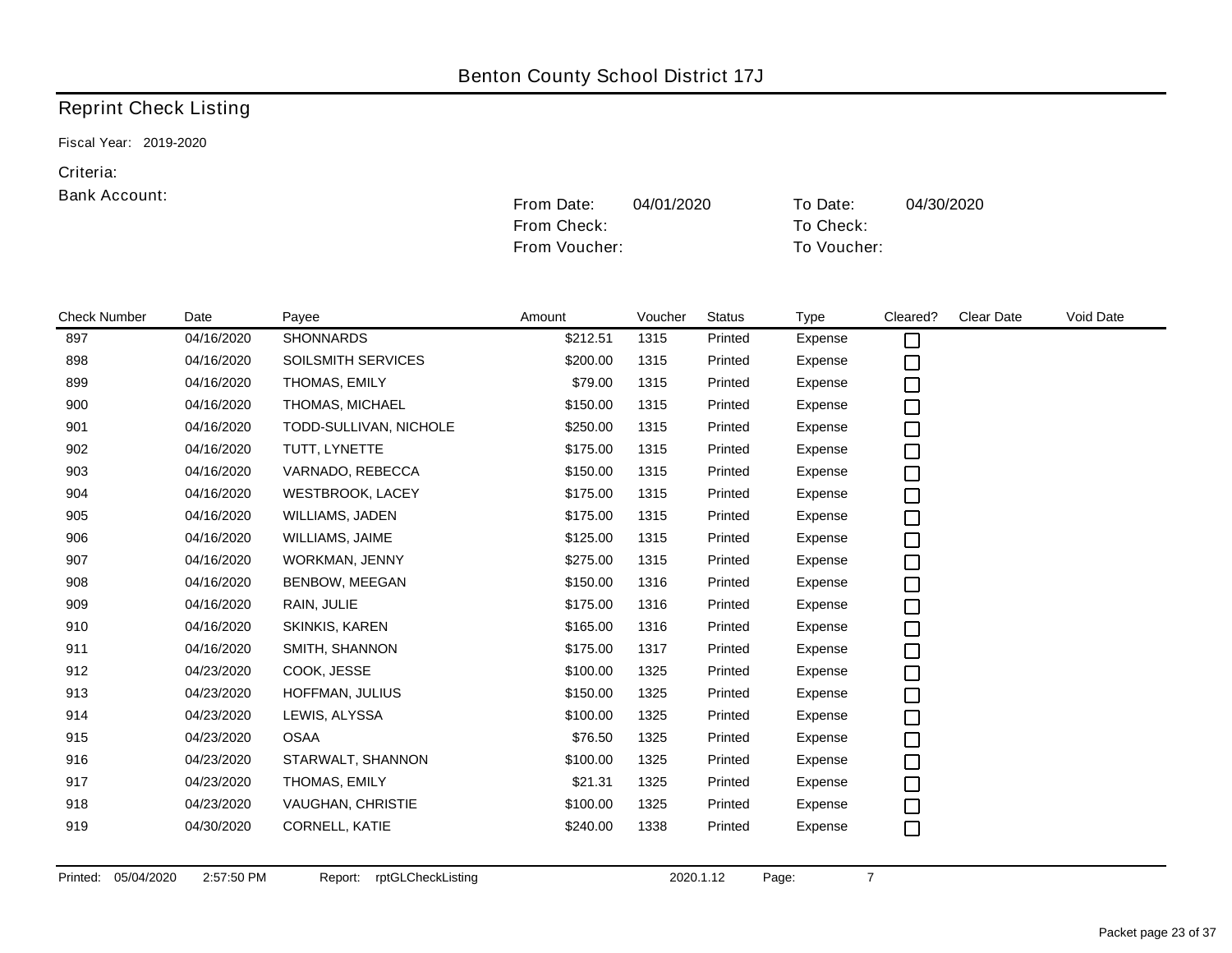Benton County School District 17J

## Reprint Check Listing

Fiscal Year: 2019-2020

Criteria:

Bank Account:

From Date: 04/01/2020 To Date: 04/30/2020

From Check: To Check:

From Voucher: To Voucher:

| Check Number | Date | Payee | Amount | Voucher | Status | Type | Cleared? | Clear Date | Void Date |
|---|---|---|---|---|---|---|---|---|---|
| 897 | 04/16/2020 | SHONNARDS | $212.51 | 1315 | Printed | Expense | ☐ | | |
| 898 | 04/16/2020 | SOILSMITH SERVICES | $200.00 | 1315 | Printed | Expense | ☐ | | |
| 899 | 04/16/2020 | THOMAS, EMILY | $79.00 | 1315 | Printed | Expense | ☐ | | |
| 900 | 04/16/2020 | THOMAS, MICHAEL | $150.00 | 1315 | Printed | Expense | ☐ | | |
| 901 | 04/16/2020 | TODD-SULLIVAN, NICHOLE | $250.00 | 1315 | Printed | Expense | ☐ | | |
| 902 | 04/16/2020 | TUTT, LYNETTE | $175.00 | 1315 | Printed | Expense | ☐ | | |
| 903 | 04/16/2020 | VARNADO, REBECCA | $150.00 | 1315 | Printed | Expense | ☐ | | |
| 904 | 04/16/2020 | WESTBROOK, LACEY | $175.00 | 1315 | Printed | Expense | ☐ | | |
| 905 | 04/16/2020 | WILLIAMS, JADEN | $175.00 | 1315 | Printed | Expense | ☐ | | |
| 906 | 04/16/2020 | WILLIAMS, JAIME | $125.00 | 1315 | Printed | Expense | ☐ | | |
| 907 | 04/16/2020 | WORKMAN, JENNY | $275.00 | 1315 | Printed | Expense | ☐ | | |
| 908 | 04/16/2020 | BENBOW, MEEGAN | $150.00 | 1316 | Printed | Expense | ☐ | | |
| 909 | 04/16/2020 | RAIN, JULIE | $175.00 | 1316 | Printed | Expense | ☐ | | |
| 910 | 04/16/2020 | SKINKIS, KAREN | $165.00 | 1316 | Printed | Expense | ☐ | | |
| 911 | 04/16/2020 | SMITH, SHANNON | $175.00 | 1317 | Printed | Expense | ☐ | | |
| 912 | 04/23/2020 | COOK, JESSE | $100.00 | 1325 | Printed | Expense | ☐ | | |
| 913 | 04/23/2020 | HOFFMAN, JULIUS | $150.00 | 1325 | Printed | Expense | ☐ | | |
| 914 | 04/23/2020 | LEWIS, ALYSSA | $100.00 | 1325 | Printed | Expense | ☐ | | |
| 915 | 04/23/2020 | OSAA | $76.50 | 1325 | Printed | Expense | ☐ | | |
| 916 | 04/23/2020 | STARWALT, SHANNON | $100.00 | 1325 | Printed | Expense | ☐ | | |
| 917 | 04/23/2020 | THOMAS, EMILY | $21.31 | 1325 | Printed | Expense | ☐ | | |
| 918 | 04/23/2020 | VAUGHAN, CHRISTIE | $100.00 | 1325 | Printed | Expense | ☐ | | |
| 919 | 04/30/2020 | CORNELL, KATIE | $240.00 | 1338 | Printed | Expense | ☐ | | |

Printed: 05/04/2020 2:57:50 PM Report: rptGLCheckListing 2020.1.12 Page: 7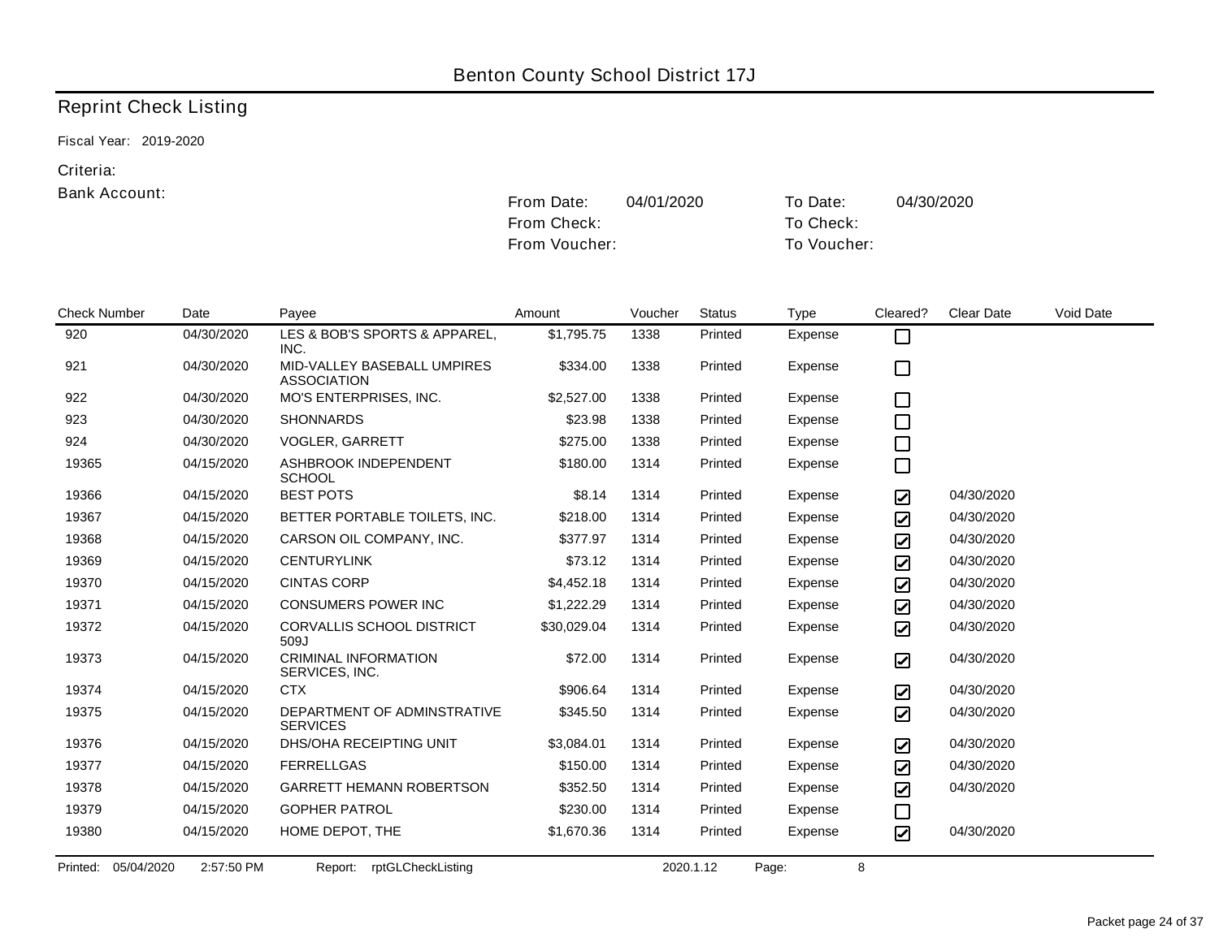# Benton County School District 17J

## Reprint Check Listing

Fiscal Year: 2019-2020

Criteria:

Bank Account:

From Date: 04/01/2020 To Date: 04/30/2020

From Check: To Check:

From Voucher: To Voucher:

| Check Number | Date | Payee | Amount | Voucher | Status | Type | Cleared? | Clear Date | Void Date |
|---|---|---|---|---|---|---|---|---|---|
| 920 | 04/30/2020 | LES & BOB'S SPORTS & APPAREL, INC. | $1,795.75 | 1338 | Printed | Expense | ☐ | | |
| 921 | 04/30/2020 | MID-VALLEY BASEBALL UMPIRES ASSOCIATION | $334.00 | 1338 | Printed | Expense | ☐ | | |
| 922 | 04/30/2020 | MO'S ENTERPRISES, INC. | $2,527.00 | 1338 | Printed | Expense | ☐ | | |
| 923 | 04/30/2020 | SHONNARDS | $23.98 | 1338 | Printed | Expense | ☐ | | |
| 924 | 04/30/2020 | VOGLER, GARRETT | $275.00 | 1338 | Printed | Expense | ☐ | | |
| 19365 | 04/15/2020 | ASHBROOK INDEPENDENT SCHOOL | $180.00 | 1314 | Printed | Expense | ☐ | | |
| 19366 | 04/15/2020 | BEST POTS | $8.14 | 1314 | Printed | Expense | ☑ | 04/30/2020 | |
| 19367 | 04/15/2020 | BETTER PORTABLE TOILETS, INC. | $218.00 | 1314 | Printed | Expense | ☑ | 04/30/2020 | |
| 19368 | 04/15/2020 | CARSON OIL COMPANY, INC. | $377.97 | 1314 | Printed | Expense | ☑ | 04/30/2020 | |
| 19369 | 04/15/2020 | CENTURYLINK | $73.12 | 1314 | Printed | Expense | ☑ | 04/30/2020 | |
| 19370 | 04/15/2020 | CINTAS CORP | $4,452.18 | 1314 | Printed | Expense | ☑ | 04/30/2020 | |
| 19371 | 04/15/2020 | CONSUMERS POWER INC | $1,222.29 | 1314 | Printed | Expense | ☑ | 04/30/2020 | |
| 19372 | 04/15/2020 | CORVALLIS SCHOOL DISTRICT 509J | $30,029.04 | 1314 | Printed | Expense | ☑ | 04/30/2020 | |
| 19373 | 04/15/2020 | CRIMINAL INFORMATION SERVICES, INC. | $72.00 | 1314 | Printed | Expense | ☑ | 04/30/2020 | |
| 19374 | 04/15/2020 | CTX | $906.64 | 1314 | Printed | Expense | ☑ | 04/30/2020 | |
| 19375 | 04/15/2020 | DEPARTMENT OF ADMINSTRATIVE SERVICES | $345.50 | 1314 | Printed | Expense | ☑ | 04/30/2020 | |
| 19376 | 04/15/2020 | DHS/OHA RECEIPTING UNIT | $3,084.01 | 1314 | Printed | Expense | ☑ | 04/30/2020 | |
| 19377 | 04/15/2020 | FERRELLGAS | $150.00 | 1314 | Printed | Expense | ☑ | 04/30/2020 | |
| 19378 | 04/15/2020 | GARRETT HEMANN ROBERTSON | $352.50 | 1314 | Printed | Expense | ☑ | 04/30/2020 | |
| 19379 | 04/15/2020 | GOPHER PATROL | $230.00 | 1314 | Printed | Expense | ☐ | | |
| 19380 | 04/15/2020 | HOME DEPOT, THE | $1,670.36 | 1314 | Printed | Expense | ☑ | 04/30/2020 | |

Printed: 05/04/2020 2:57:50 PM Report: rptGLCheckListing 2020.1.12 Page: 8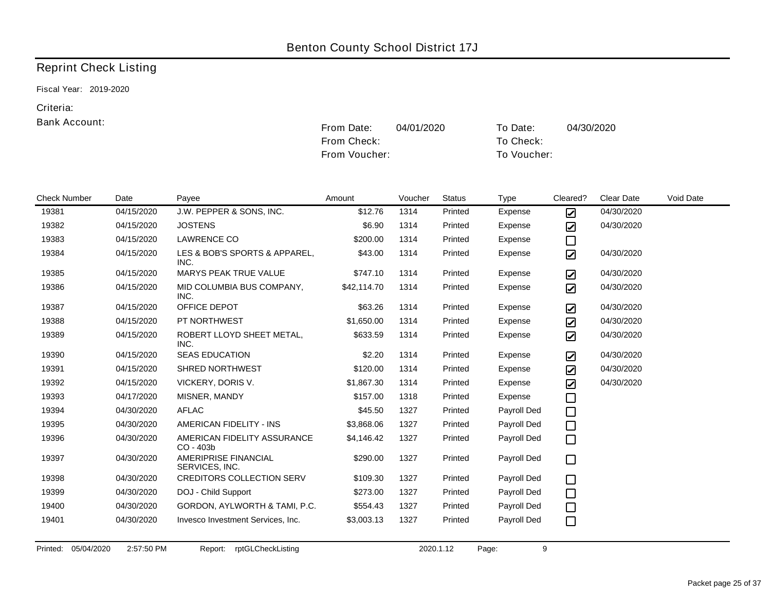Benton County School District 17J

## Reprint Check Listing

Fiscal Year: 2019-2020

Criteria:

Bank Account:

From Date: 04/01/2020 To Date: 04/30/2020

From Check: To Check:

From Voucher: To Voucher:

| Check Number | Date | Payee | Amount | Voucher | Status | Type | Cleared? | Clear Date | Void Date |
|---|---|---|---|---|---|---|---|---|---|
| 19381 | 04/15/2020 | J.W. PEPPER & SONS, INC. | $12.76 | 1314 | Printed | Expense | ☑ | 04/30/2020 | |
| 19382 | 04/15/2020 | JOSTENS | $6.90 | 1314 | Printed | Expense | ☑ | 04/30/2020 | |
| 19383 | 04/15/2020 | LAWRENCE CO | $200.00 | 1314 | Printed | Expense | ☐ | | |
| 19384 | 04/15/2020 | LES & BOB'S SPORTS & APPAREL, INC. | $43.00 | 1314 | Printed | Expense | ☑ | 04/30/2020 | |
| 19385 | 04/15/2020 | MARYS PEAK TRUE VALUE | $747.10 | 1314 | Printed | Expense | ☑ | 04/30/2020 | |
| 19386 | 04/15/2020 | MID COLUMBIA BUS COMPANY, INC. | $42,114.70 | 1314 | Printed | Expense | ☑ | 04/30/2020 | |
| 19387 | 04/15/2020 | OFFICE DEPOT | $63.26 | 1314 | Printed | Expense | ☑ | 04/30/2020 | |
| 19388 | 04/15/2020 | PT NORTHWEST | $1,650.00 | 1314 | Printed | Expense | ☑ | 04/30/2020 | |
| 19389 | 04/15/2020 | ROBERT LLOYD SHEET METAL, INC. | $633.59 | 1314 | Printed | Expense | ☑ | 04/30/2020 | |
| 19390 | 04/15/2020 | SEAS EDUCATION | $2.20 | 1314 | Printed | Expense | ☑ | 04/30/2020 | |
| 19391 | 04/15/2020 | SHRED NORTHWEST | $120.00 | 1314 | Printed | Expense | ☑ | 04/30/2020 | |
| 19392 | 04/15/2020 | VICKERY, DORIS V. | $1,867.30 | 1314 | Printed | Expense | ☑ | 04/30/2020 | |
| 19393 | 04/17/2020 | MISNER, MANDY | $157.00 | 1318 | Printed | Expense | ☐ | | |
| 19394 | 04/30/2020 | AFLAC | $45.50 | 1327 | Printed | Payroll Ded | ☐ | | |
| 19395 | 04/30/2020 | AMERICAN FIDELITY - INS | $3,868.06 | 1327 | Printed | Payroll Ded | ☐ | | |
| 19396 | 04/30/2020 | AMERICAN FIDELITY ASSURANCE CO - 403b | $4,146.42 | 1327 | Printed | Payroll Ded | ☐ | | |
| 19397 | 04/30/2020 | AMERIPRISE FINANCIAL SERVICES, INC. | $290.00 | 1327 | Printed | Payroll Ded | ☐ | | |
| 19398 | 04/30/2020 | CREDITORS COLLECTION SERV | $109.30 | 1327 | Printed | Payroll Ded | ☐ | | |
| 19399 | 04/30/2020 | DOJ - Child Support | $273.00 | 1327 | Printed | Payroll Ded | ☐ | | |
| 19400 | 04/30/2020 | GORDON, AYLWORTH & TAMI, P.C. | $554.43 | 1327 | Printed | Payroll Ded | ☐ | | |
| 19401 | 04/30/2020 | Invesco Investment Services, Inc. | $3,003.13 | 1327 | Printed | Payroll Ded | ☐ | | |

Printed: 05/04/2020 2:57:50 PM Report: rptGLCheckListing 2020.1.12 Page: 9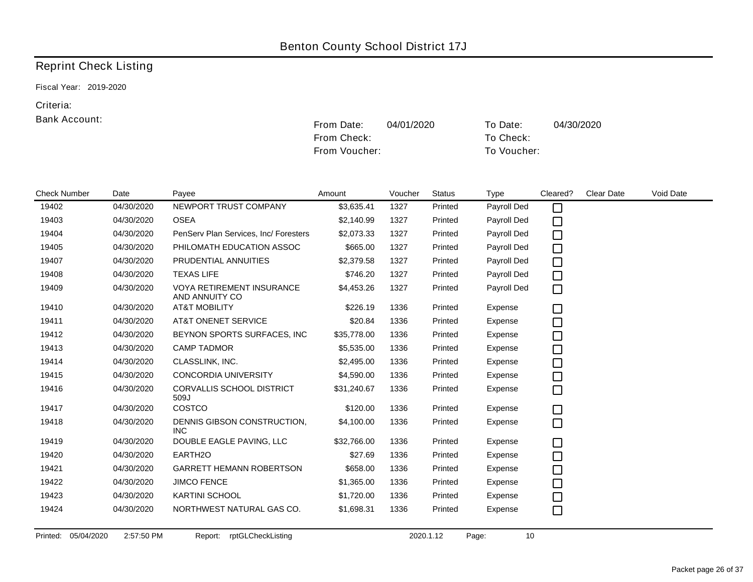Benton County School District 17J

## Reprint Check Listing

Fiscal Year: 2019-2020

Criteria:

Bank Account:

From Date: 04/01/2020 To Date: 04/30/2020

From Check: To Check:

From Voucher: To Voucher:

| Check Number | Date | Payee | Amount | Voucher | Status | Type | Cleared? | Clear Date | Void Date |
|---|---|---|---|---|---|---|---|---|---|
| 19402 | 04/30/2020 | NEWPORT TRUST COMPANY | $3,635.41 | 1327 | Printed | Payroll Ded | ☐ | | |
| 19403 | 04/30/2020 | OSEA | $2,140.99 | 1327 | Printed | Payroll Ded | ☐ | | |
| 19404 | 04/30/2020 | PenServ Plan Services, Inc/ Foresters | $2,073.33 | 1327 | Printed | Payroll Ded | ☐ | | |
| 19405 | 04/30/2020 | PHILOMATH EDUCATION ASSOC | $665.00 | 1327 | Printed | Payroll Ded | ☐ | | |
| 19407 | 04/30/2020 | PRUDENTIAL ANNUITIES | $2,379.58 | 1327 | Printed | Payroll Ded | ☐ | | |
| 19408 | 04/30/2020 | TEXAS LIFE | $746.20 | 1327 | Printed | Payroll Ded | ☐ | | |
| 19409 | 04/30/2020 | VOYA RETIREMENT INSURANCE AND ANNUITY CO | $4,453.26 | 1327 | Printed | Payroll Ded | ☐ | | |
| 19410 | 04/30/2020 | AT&T MOBILITY | $226.19 | 1336 | Printed | Expense | ☐ | | |
| 19411 | 04/30/2020 | AT&T ONENET SERVICE | $20.84 | 1336 | Printed | Expense | ☐ | | |
| 19412 | 04/30/2020 | BEYNON SPORTS SURFACES, INC | $35,778.00 | 1336 | Printed | Expense | ☐ | | |
| 19413 | 04/30/2020 | CAMP TADMOR | $5,535.00 | 1336 | Printed | Expense | ☐ | | |
| 19414 | 04/30/2020 | CLASSLINK, INC. | $2,495.00 | 1336 | Printed | Expense | ☐ | | |
| 19415 | 04/30/2020 | CONCORDIA UNIVERSITY | $4,590.00 | 1336 | Printed | Expense | ☐ | | |
| 19416 | 04/30/2020 | CORVALLIS SCHOOL DISTRICT 509J | $31,240.67 | 1336 | Printed | Expense | ☐ | | |
| 19417 | 04/30/2020 | COSTCO | $120.00 | 1336 | Printed | Expense | ☐ | | |
| 19418 | 04/30/2020 | DENNIS GIBSON CONSTRUCTION, INC | $4,100.00 | 1336 | Printed | Expense | ☐ | | |
| 19419 | 04/30/2020 | DOUBLE EAGLE PAVING, LLC | $32,766.00 | 1336 | Printed | Expense | ☐ | | |
| 19420 | 04/30/2020 | EARTH2O | $27.69 | 1336 | Printed | Expense | ☐ | | |
| 19421 | 04/30/2020 | GARRETT HEMANN ROBERTSON | $658.00 | 1336 | Printed | Expense | ☐ | | |
| 19422 | 04/30/2020 | JIMCO FENCE | $1,365.00 | 1336 | Printed | Expense | ☐ | | |
| 19423 | 04/30/2020 | KARTINI SCHOOL | $1,720.00 | 1336 | Printed | Expense | ☐ | | |
| 19424 | 04/30/2020 | NORTHWEST NATURAL GAS CO. | $1,698.31 | 1336 | Printed | Expense | ☐ | | |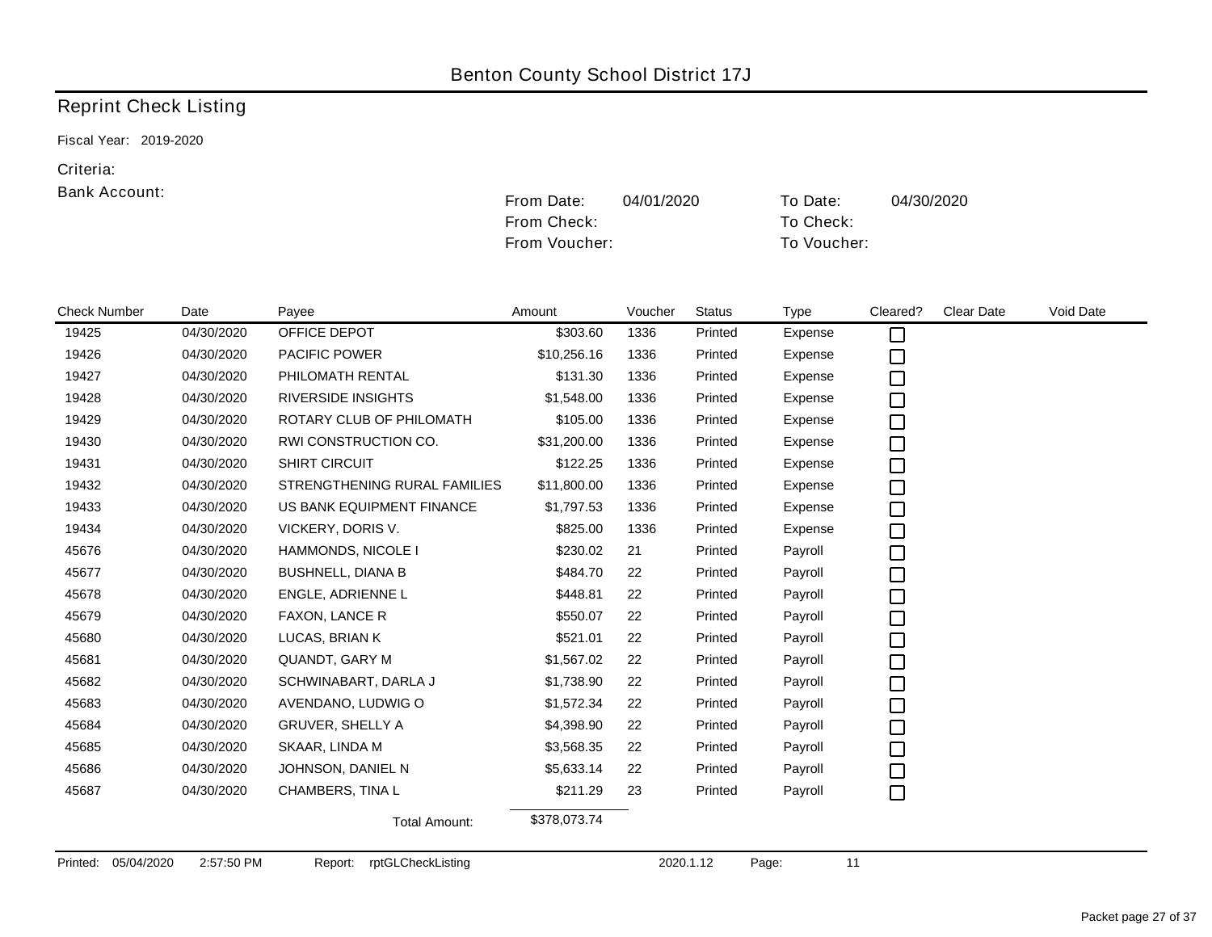# Benton County School District 17J

## Reprint Check Listing

Fiscal Year: 2019-2020

Criteria:

Bank Account:

| | | | |
|---|---|---|---|
| From Date: | 04/01/2020 | To Date: | 04/30/2020 |
| From Check: | | To Check: | |
| From Voucher: | | To Voucher: | |

| Check Number | Date | Payee | Amount | Voucher | Status | Type | Cleared? | Clear Date | Void Date |
|---|---|---|---|---|---|---|---|---|---|
| 19425 | 04/30/2020 | OFFICE DEPOT | $303.60 | 1336 | Printed | Expense | ☐ | | |
| 19426 | 04/30/2020 | PACIFIC POWER | $10,256.16 | 1336 | Printed | Expense | ☐ | | |
| 19427 | 04/30/2020 | PHILOMATH RENTAL | $131.30 | 1336 | Printed | Expense | ☐ | | |
| 19428 | 04/30/2020 | RIVERSIDE INSIGHTS | $1,548.00 | 1336 | Printed | Expense | ☐ | | |
| 19429 | 04/30/2020 | ROTARY CLUB OF PHILOMATH | $105.00 | 1336 | Printed | Expense | ☐ | | |
| 19430 | 04/30/2020 | RWI CONSTRUCTION CO. | $31,200.00 | 1336 | Printed | Expense | ☐ | | |
| 19431 | 04/30/2020 | SHIRT CIRCUIT | $122.25 | 1336 | Printed | Expense | ☐ | | |
| 19432 | 04/30/2020 | STRENGTHENING RURAL FAMILIES | $11,800.00 | 1336 | Printed | Expense | ☐ | | |
| 19433 | 04/30/2020 | US BANK EQUIPMENT FINANCE | $1,797.53 | 1336 | Printed | Expense | ☐ | | |
| 19434 | 04/30/2020 | VICKERY, DORIS V. | $825.00 | 1336 | Printed | Expense | ☐ | | |
| 45676 | 04/30/2020 | HAMMONDS, NICOLE I | $230.02 | 21 | Printed | Payroll | ☐ | | |
| 45677 | 04/30/2020 | BUSHNELL, DIANA B | $484.70 | 22 | Printed | Payroll | ☐ | | |
| 45678 | 04/30/2020 | ENGLE, ADRIENNE L | $448.81 | 22 | Printed | Payroll | ☐ | | |
| 45679 | 04/30/2020 | FAXON, LANCE R | $550.07 | 22 | Printed | Payroll | ☐ | | |
| 45680 | 04/30/2020 | LUCAS, BRIAN K | $521.01 | 22 | Printed | Payroll | ☐ | | |
| 45681 | 04/30/2020 | QUANDT, GARY M | $1,567.02 | 22 | Printed | Payroll | ☐ | | |
| 45682 | 04/30/2020 | SCHWINABART, DARLA J | $1,738.90 | 22 | Printed | Payroll | ☐ | | |
| 45683 | 04/30/2020 | AVENDANO, LUDWIG O | $1,572.34 | 22 | Printed | Payroll | ☐ | | |
| 45684 | 04/30/2020 | GRUVER, SHELLY A | $4,398.90 | 22 | Printed | Payroll | ☐ | | |
| 45685 | 04/30/2020 | SKAAR, LINDA M | $3,568.35 | 22 | Printed | Payroll | ☐ | | |
| 45686 | 04/30/2020 | JOHNSON, DANIEL N | $5,633.14 | 22 | Printed | Payroll | ☐ | | |
| 45687 | 04/30/2020 | CHAMBERS, TINA L | $211.29 | 23 | Printed | Payroll | ☐ | | |
| | | Total Amount: | $378,073.74 | | | | | | |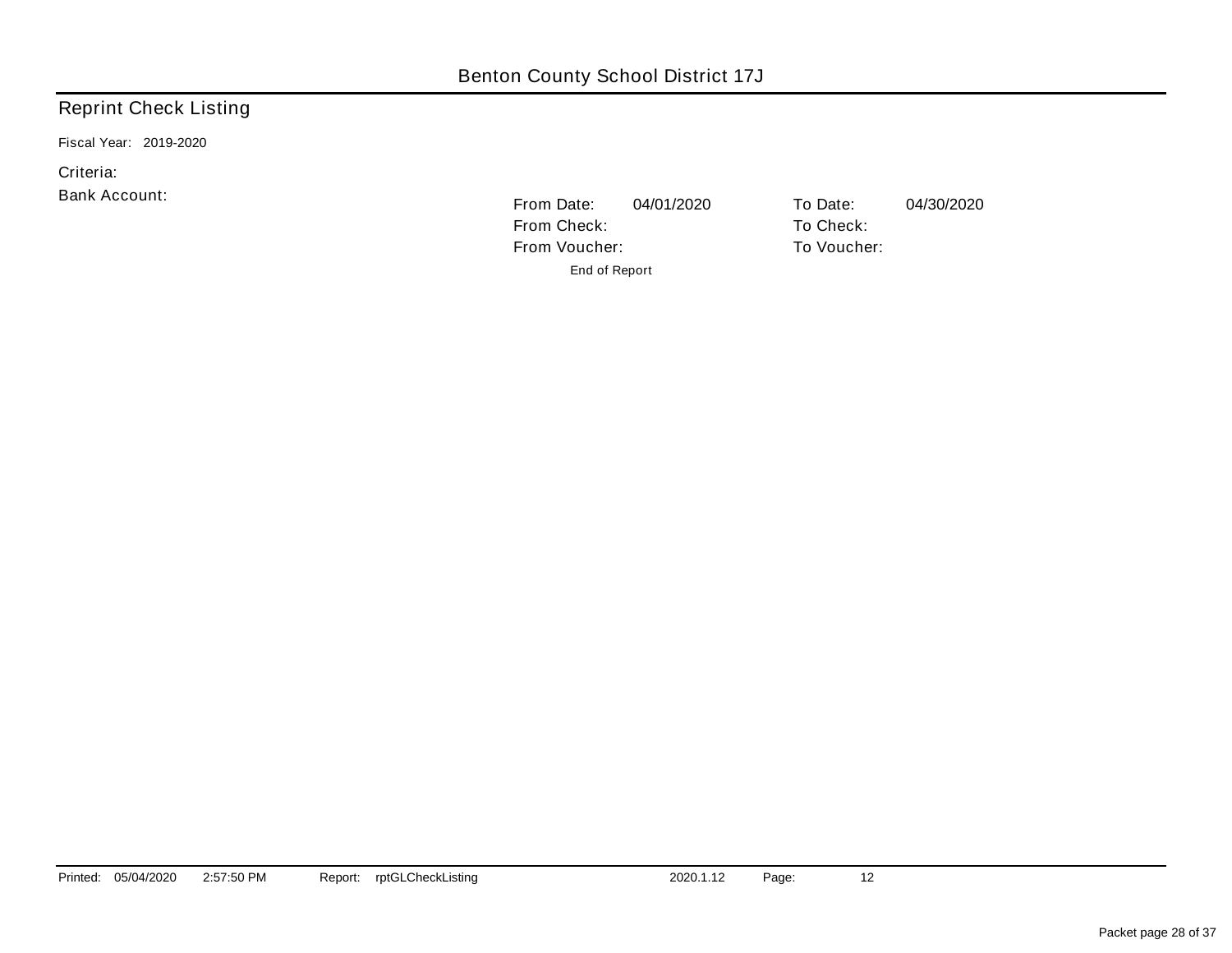Benton County School District 17J

# Reprint Check Listing

Fiscal Year: 2019-2020

Criteria:

Bank Account:

| | | | |
|---|---|---|---|
| From Date: | 04/01/2020 | To Date: | 04/30/2020 |
| From Check: | | To Check: | |
| From Voucher: | | To Voucher: | |

End of Report

Printed: 05/04/2020 2:57:50 PM Report: rptGLCheckListing 2020.1.12 Page: 12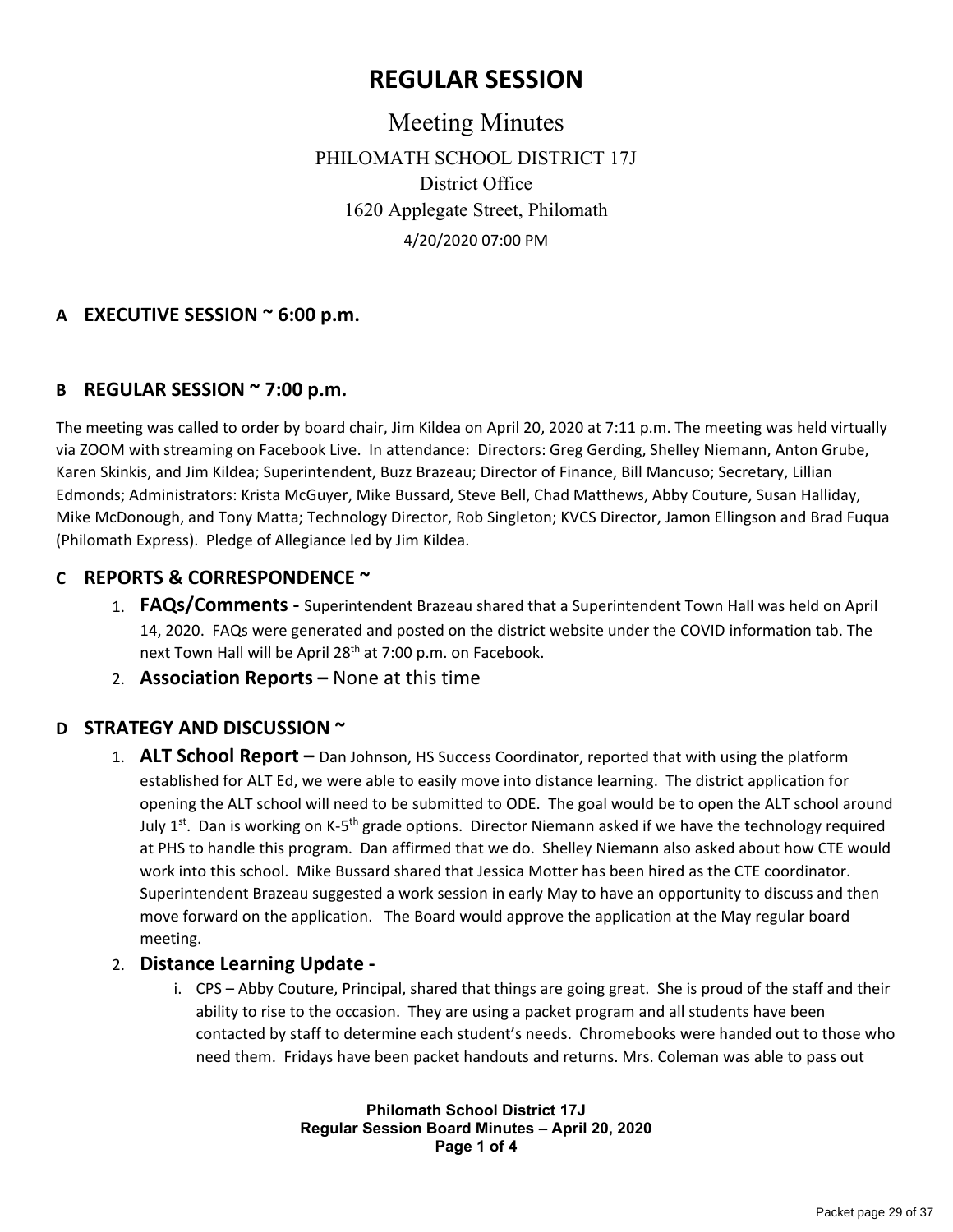# REGULAR SESSION

## Meeting Minutes

PHILOMATH SCHOOL DISTRICT 17J
District Office
1620 Applegate Street, Philomath
4/20/2020 07:00 PM

## A EXECUTIVE SESSION ~ 6:00 p.m.

## B REGULAR SESSION ~ 7:00 p.m.

The meeting was called to order by board chair, Jim Kildea on April 20, 2020 at 7:11 p.m. The meeting was held virtually via ZOOM with streaming on Facebook Live. In attendance: Directors: Greg Gerding, Shelley Niemann, Anton Grube, Karen Skinkis, and Jim Kildea; Superintendent, Buzz Brazeau; Director of Finance, Bill Mancuso; Secretary, Lillian Edmonds; Administrators: Krista McGuyer, Mike Bussard, Steve Bell, Chad Matthews, Abby Couture, Susan Halliday, Mike McDonough, and Tony Matta; Technology Director, Rob Singleton; KVCS Director, Jamon Ellingson and Brad Fuqua (Philomath Express). Pledge of Allegiance led by Jim Kildea.

## C REPORTS & CORRESPONDENCE ~

1. **FAQs/Comments -** Superintendent Brazeau shared that a Superintendent Town Hall was held on April 14, 2020. FAQs were generated and posted on the district website under the COVID information tab. The next Town Hall will be April 28th at 7:00 p.m. on Facebook.
2. **Association Reports –** None at this time

## D STRATEGY AND DISCUSSION ~

1. **ALT School Report –** Dan Johnson, HS Success Coordinator, reported that with using the platform established for ALT Ed, we were able to easily move into distance learning. The district application for opening the ALT school will need to be submitted to ODE. The goal would be to open the ALT school around July 1st. Dan is working on K-5th grade options. Director Niemann asked if we have the technology required at PHS to handle this program. Dan affirmed that we do. Shelley Niemann also asked about how CTE would work into this school. Mike Bussard shared that Jessica Motter has been hired as the CTE coordinator. Superintendent Brazeau suggested a work session in early May to have an opportunity to discuss and then move forward on the application. The Board would approve the application at the May regular board meeting.
2. **Distance Learning Update -**
   i. CPS – Abby Couture, Principal, shared that things are going great. She is proud of the staff and their ability to rise to the occasion. They are using a packet program and all students have been contacted by staff to determine each student's needs. Chromebooks were handed out to those who need them. Fridays have been packet handouts and returns. Mrs. Coleman was able to pass out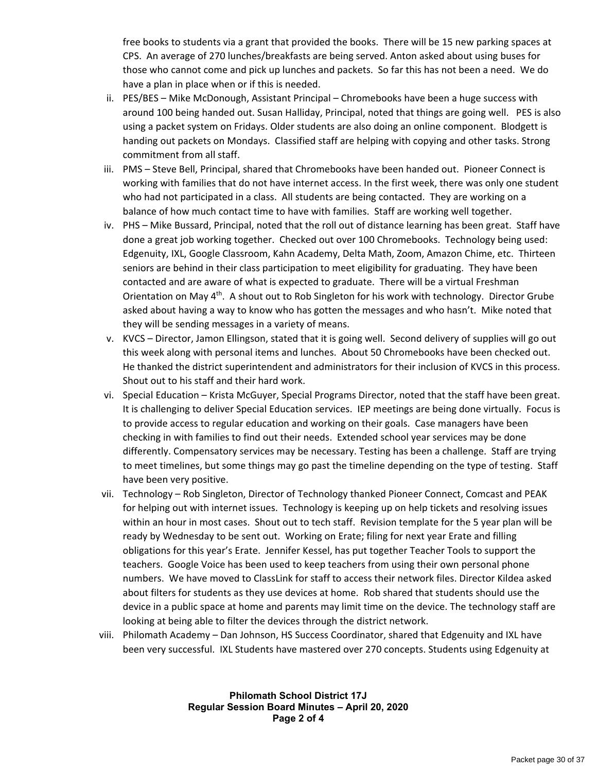free books to students via a grant that provided the books. There will be 15 new parking spaces at CPS. An average of 270 lunches/breakfasts are being served. Anton asked about using buses for those who cannot come and pick up lunches and packets. So far this has not been a need. We do have a plan in place when or if this is needed.

ii. PES/BES – Mike McDonough, Assistant Principal – Chromebooks have been a huge success with around 100 being handed out. Susan Halliday, Principal, noted that things are going well. PES is also using a packet system on Fridays. Older students are also doing an online component. Blodgett is handing out packets on Mondays. Classified staff are helping with copying and other tasks. Strong commitment from all staff.

iii. PMS – Steve Bell, Principal, shared that Chromebooks have been handed out. Pioneer Connect is working with families that do not have internet access. In the first week, there was only one student who had not participated in a class. All students are being contacted. They are working on a balance of how much contact time to have with families. Staff are working well together.

iv. PHS – Mike Bussard, Principal, noted that the roll out of distance learning has been great. Staff have done a great job working together. Checked out over 100 Chromebooks. Technology being used: Edgenuity, IXL, Google Classroom, Kahn Academy, Delta Math, Zoom, Amazon Chime, etc. Thirteen seniors are behind in their class participation to meet eligibility for graduating. They have been contacted and are aware of what is expected to graduate. There will be a virtual Freshman Orientation on May 4th. A shout out to Rob Singleton for his work with technology. Director Grube asked about having a way to know who has gotten the messages and who hasn't. Mike noted that they will be sending messages in a variety of means.

v. KVCS – Director, Jamon Ellingson, stated that it is going well. Second delivery of supplies will go out this week along with personal items and lunches. About 50 Chromebooks have been checked out. He thanked the district superintendent and administrators for their inclusion of KVCS in this process. Shout out to his staff and their hard work.

vi. Special Education – Krista McGuyer, Special Programs Director, noted that the staff have been great. It is challenging to deliver Special Education services. IEP meetings are being done virtually. Focus is to provide access to regular education and working on their goals. Case managers have been checking in with families to find out their needs. Extended school year services may be done differently. Compensatory services may be necessary. Testing has been a challenge. Staff are trying to meet timelines, but some things may go past the timeline depending on the type of testing. Staff have been very positive.

vii. Technology – Rob Singleton, Director of Technology thanked Pioneer Connect, Comcast and PEAK for helping out with internet issues. Technology is keeping up on help tickets and resolving issues within an hour in most cases. Shout out to tech staff. Revision template for the 5 year plan will be ready by Wednesday to be sent out. Working on Erate; filing for next year Erate and filling obligations for this year's Erate. Jennifer Kessel, has put together Teacher Tools to support the teachers. Google Voice has been used to keep teachers from using their own personal phone numbers. We have moved to ClassLink for staff to access their network files. Director Kildea asked about filters for students as they use devices at home. Rob shared that students should use the device in a public space at home and parents may limit time on the device. The technology staff are looking at being able to filter the devices through the district network.

viii. Philomath Academy – Dan Johnson, HS Success Coordinator, shared that Edgenuity and IXL have been very successful. IXL Students have mastered over 270 concepts. Students using Edgenuity at

**Philomath School District 17J**
**Regular Session Board Minutes – April 20, 2020**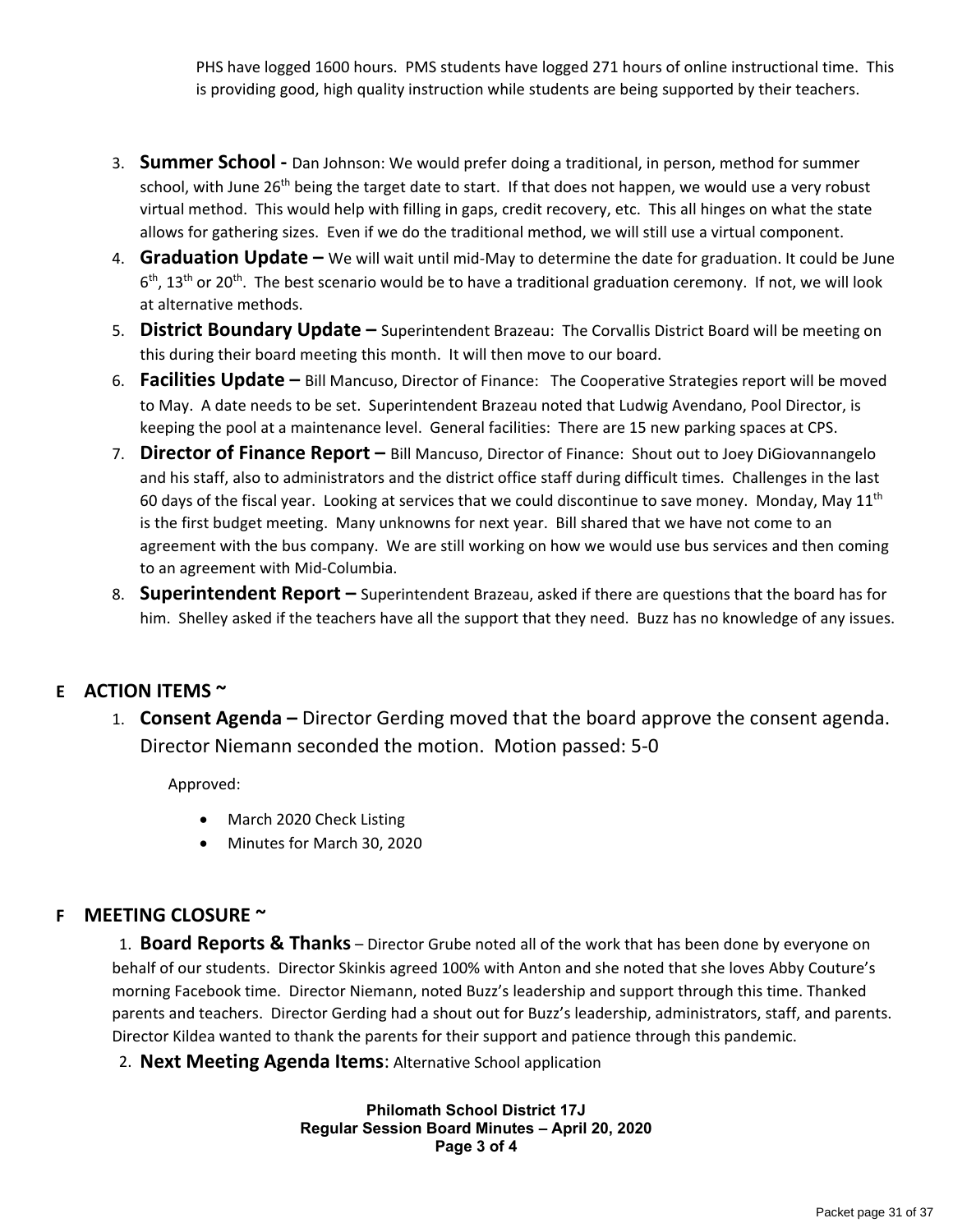PHS have logged 1600 hours. PMS students have logged 271 hours of online instructional time. This is providing good, high quality instruction while students are being supported by their teachers.

3. **Summer School -** Dan Johnson: We would prefer doing a traditional, in person, method for summer school, with June 26th being the target date to start. If that does not happen, we would use a very robust virtual method. This would help with filling in gaps, credit recovery, etc. This all hinges on what the state allows for gathering sizes. Even if we do the traditional method, we will still use a virtual component.
4. **Graduation Update –** We will wait until mid-May to determine the date for graduation. It could be June 6th, 13th or 20th. The best scenario would be to have a traditional graduation ceremony. If not, we will look at alternative methods.
5. **District Boundary Update –** Superintendent Brazeau: The Corvallis District Board will be meeting on this during their board meeting this month. It will then move to our board.
6. **Facilities Update –** Bill Mancuso, Director of Finance: The Cooperative Strategies report will be moved to May. A date needs to be set. Superintendent Brazeau noted that Ludwig Avendano, Pool Director, is keeping the pool at a maintenance level. General facilities: There are 15 new parking spaces at CPS.
7. **Director of Finance Report –** Bill Mancuso, Director of Finance: Shout out to Joey DiGiovannangelo and his staff, also to administrators and the district office staff during difficult times. Challenges in the last 60 days of the fiscal year. Looking at services that we could discontinue to save money. Monday, May 11th is the first budget meeting. Many unknowns for next year. Bill shared that we have not come to an agreement with the bus company. We are still working on how we would use bus services and then coming to an agreement with Mid-Columbia.
8. **Superintendent Report –** Superintendent Brazeau, asked if there are questions that the board has for him. Shelley asked if the teachers have all the support that they need. Buzz has no knowledge of any issues.

## E ACTION ITEMS ~

1. **Consent Agenda –** Director Gerding moved that the board approve the consent agenda. Director Niemann seconded the motion. Motion passed: 5-0

   Approved:

   - March 2020 Check Listing
   - Minutes for March 30, 2020

## F MEETING CLOSURE ~

1. **Board Reports & Thanks** – Director Grube noted all of the work that has been done by everyone on behalf of our students. Director Skinkis agreed 100% with Anton and she noted that she loves Abby Couture's morning Facebook time. Director Niemann, noted Buzz's leadership and support through this time. Thanked parents and teachers. Director Gerding had a shout out for Buzz's leadership, administrators, staff, and parents. Director Kildea wanted to thank the parents for their support and patience through this pandemic.
2. **Next Meeting Agenda Items**: Alternative School application

**Philomath School District 17J**
**Regular Session Board Minutes – April 20, 2020**
**Page 3 of 4**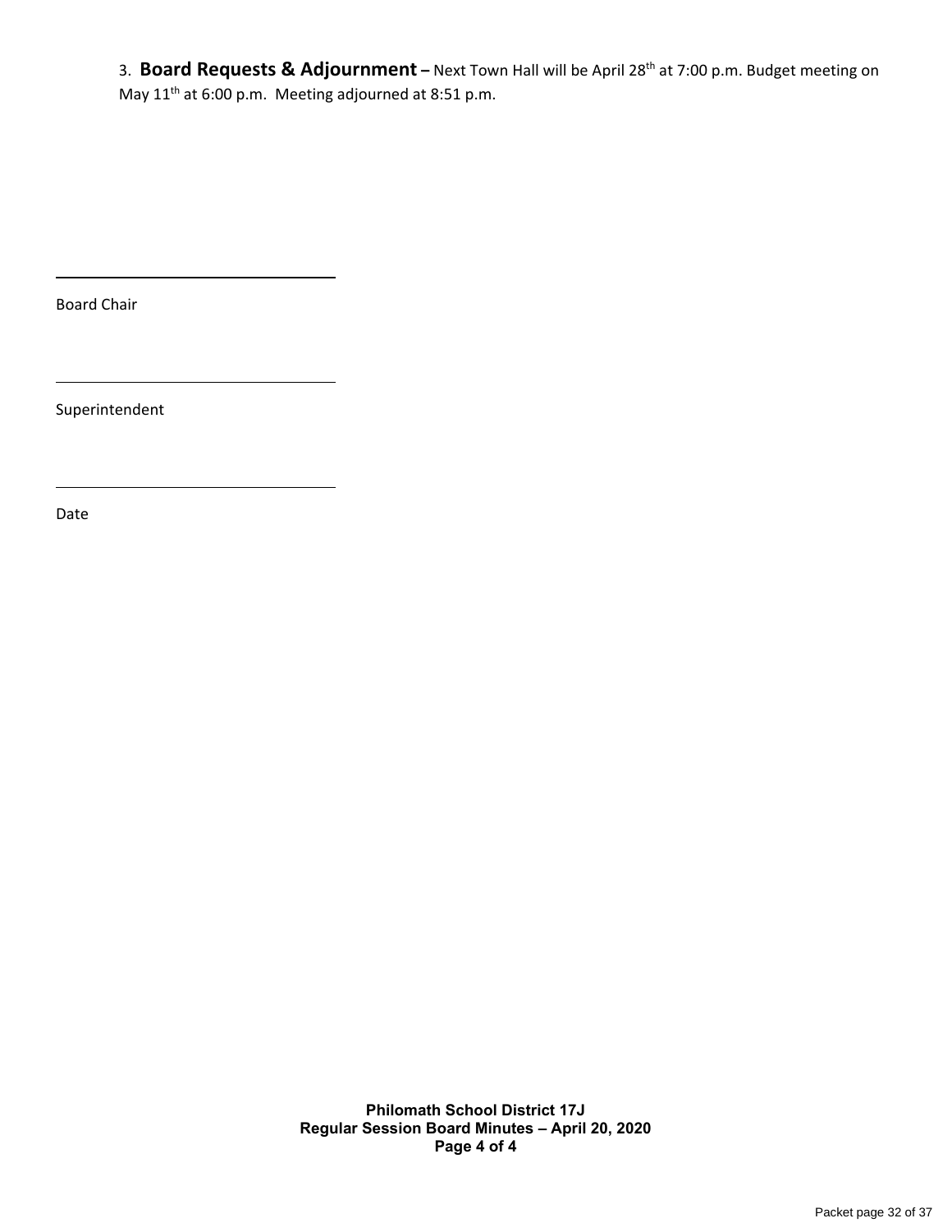3. **Board Requests & Adjournment –** Next Town Hall will be April 28th at 7:00 p.m. Budget meeting on May 11th at 6:00 p.m. Meeting adjourned at 8:51 p.m.

\_\_\_\_\_\_\_\_\_\_\_\_\_\_\_\_\_\_\_\_\_\_\_\_\_\_\_\_\_\_\_\_

Board Chair

\_\_\_\_\_\_\_\_\_\_\_\_\_\_\_\_\_\_\_\_\_\_\_\_\_\_\_\_\_\_\_\_

Superintendent

\_\_\_\_\_\_\_\_\_\_\_\_\_\_\_\_\_\_\_\_\_\_\_\_\_\_\_\_\_\_\_\_

Date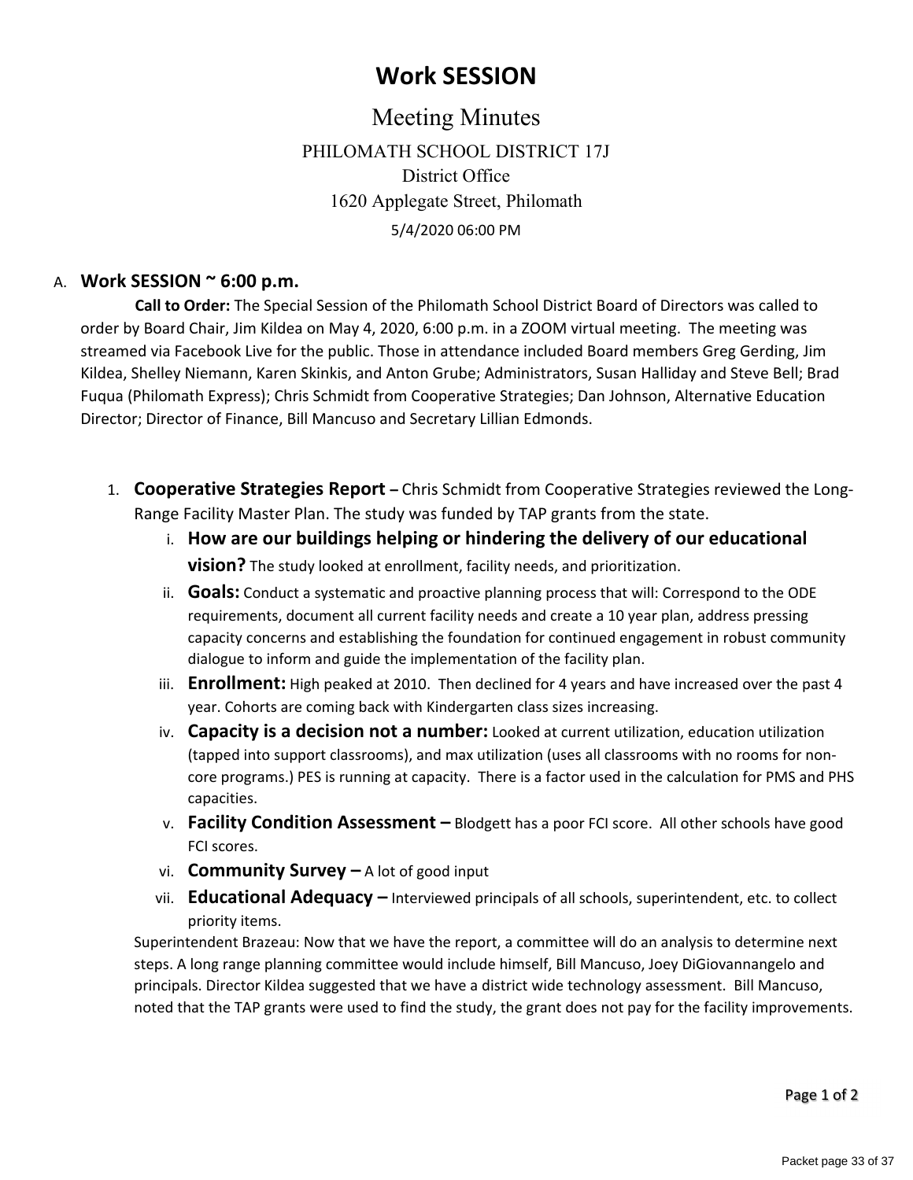# Work SESSION

## Meeting Minutes

PHILOMATH SCHOOL DISTRICT 17J
District Office
1620 Applegate Street, Philomath
5/4/2020 06:00 PM

A. **Work SESSION ~ 6:00 p.m.**

**Call to Order:** The Special Session of the Philomath School District Board of Directors was called to order by Board Chair, Jim Kildea on May 4, 2020, 6:00 p.m. in a ZOOM virtual meeting. The meeting was streamed via Facebook Live for the public. Those in attendance included Board members Greg Gerding, Jim Kildea, Shelley Niemann, Karen Skinkis, and Anton Grube; Administrators, Susan Halliday and Steve Bell; Brad Fuqua (Philomath Express); Chris Schmidt from Cooperative Strategies; Dan Johnson, Alternative Education Director; Director of Finance, Bill Mancuso and Secretary Lillian Edmonds.

1. **Cooperative Strategies Report –** Chris Schmidt from Cooperative Strategies reviewed the Long-Range Facility Master Plan. The study was funded by TAP grants from the state.
   i. **How are our buildings helping or hindering the delivery of our educational vision?** The study looked at enrollment, facility needs, and prioritization.
   ii. **Goals:** Conduct a systematic and proactive planning process that will: Correspond to the ODE requirements, document all current facility needs and create a 10 year plan, address pressing capacity concerns and establishing the foundation for continued engagement in robust community dialogue to inform and guide the implementation of the facility plan.
   iii. **Enrollment:** High peaked at 2010. Then declined for 4 years and have increased over the past 4 year. Cohorts are coming back with Kindergarten class sizes increasing.
   iv. **Capacity is a decision not a number:** Looked at current utilization, education utilization (tapped into support classrooms), and max utilization (uses all classrooms with no rooms for non-core programs.) PES is running at capacity. There is a factor used in the calculation for PMS and PHS capacities.
   v. **Facility Condition Assessment –** Blodgett has a poor FCI score. All other schools have good FCI scores.
   vi. **Community Survey –** A lot of good input
   vii. **Educational Adequacy –** Interviewed principals of all schools, superintendent, etc. to collect priority items.

   Superintendent Brazeau: Now that we have the report, a committee will do an analysis to determine next steps. A long range planning committee would include himself, Bill Mancuso, Joey DiGiovannangelo and principals. Director Kildea suggested that we have a district wide technology assessment. Bill Mancuso, noted that the TAP grants were used to find the study, the grant does not pay for the facility improvements.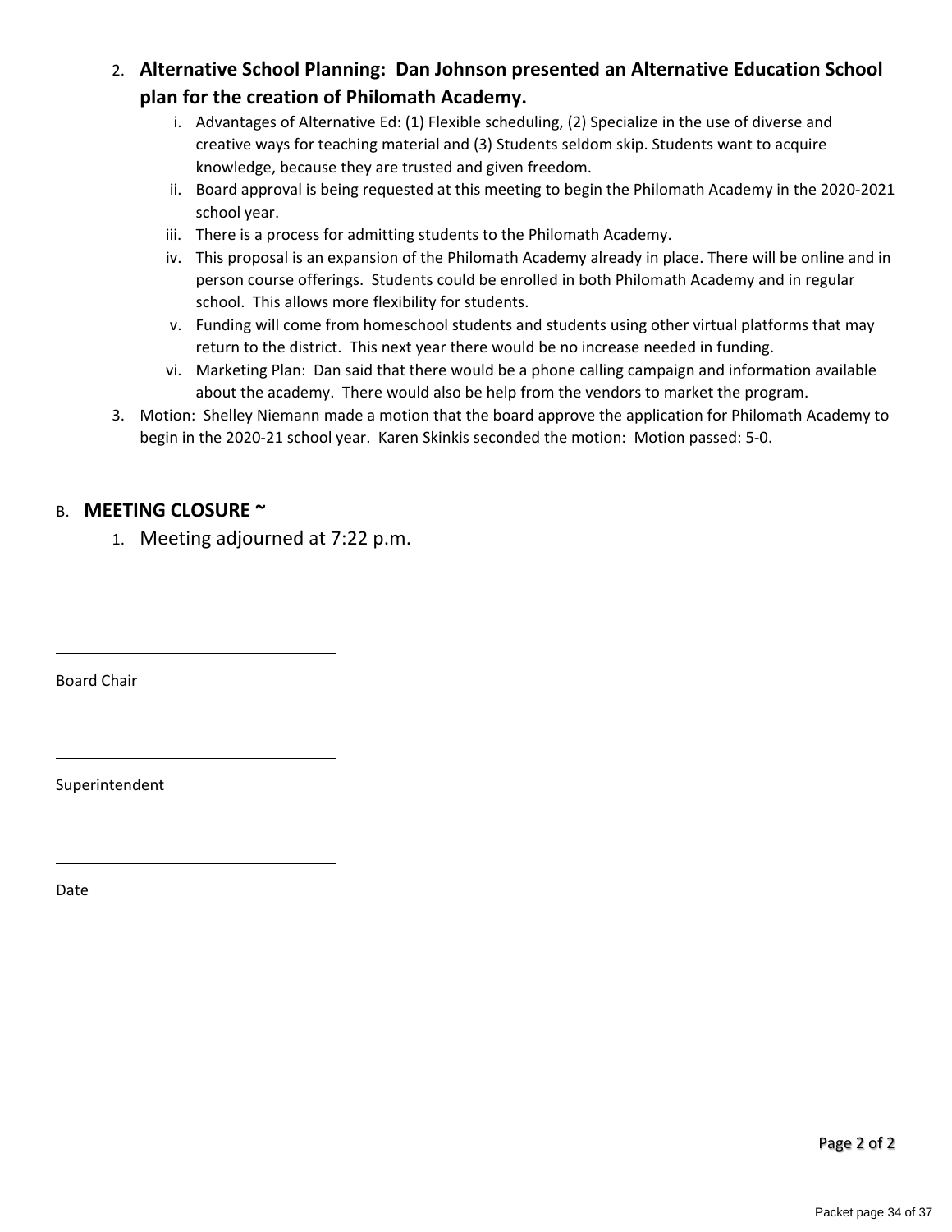2. **Alternative School Planning: Dan Johnson presented an Alternative Education School plan for the creation of Philomath Academy.**
    i. Advantages of Alternative Ed: (1) Flexible scheduling, (2) Specialize in the use of diverse and creative ways for teaching material and (3) Students seldom skip. Students want to acquire knowledge, because they are trusted and given freedom.
    ii. Board approval is being requested at this meeting to begin the Philomath Academy in the 2020-2021 school year.
    iii. There is a process for admitting students to the Philomath Academy.
    iv. This proposal is an expansion of the Philomath Academy already in place. There will be online and in person course offerings. Students could be enrolled in both Philomath Academy and in regular school. This allows more flexibility for students.
    v. Funding will come from homeschool students and students using other virtual platforms that may return to the district. This next year there would be no increase needed in funding.
    vi. Marketing Plan: Dan said that there would be a phone calling campaign and information available about the academy. There would also be help from the vendors to market the program.
3. Motion: Shelley Niemann made a motion that the board approve the application for Philomath Academy to begin in the 2020-21 school year. Karen Skinkis seconded the motion: Motion passed: 5-0.

B. **MEETING CLOSURE ~**

1. Meeting adjourned at 7:22 p.m.

______________________________

Board Chair

______________________________

Superintendent

______________________________

Date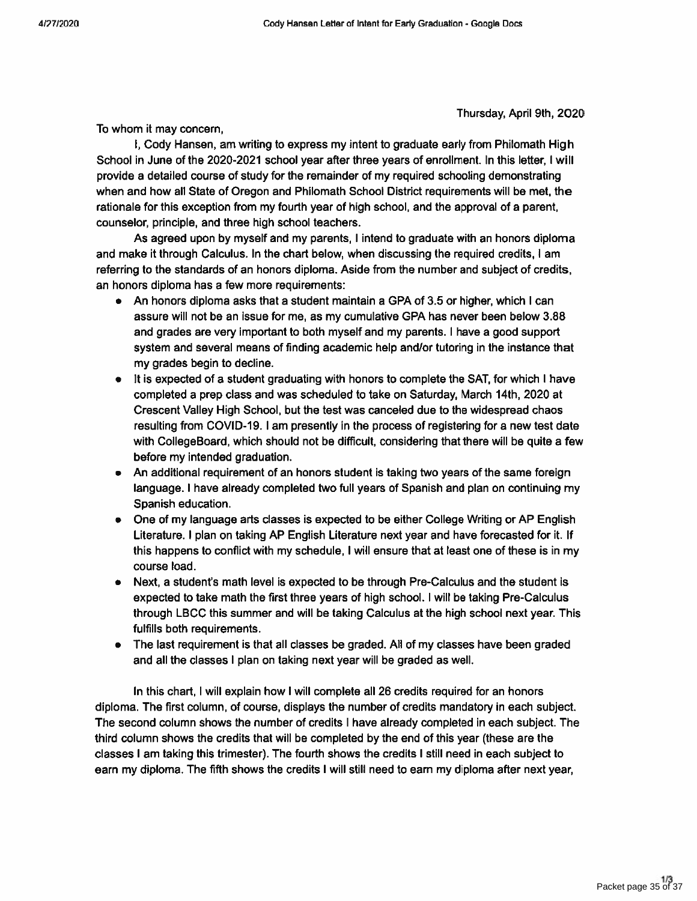Thursday, April 9th, 2020

To whom it may concern,

I, Cody Hansen, am writing to express my intent to graduate early from Philomath High School in June of the 2020-2021 school year after three years of enrollment. In this letter, I will provide a detailed course of study for the remainder of my required schooling demonstrating when and how all State of Oregon and Philomath School District requirements will be met, the rationale for this exception from my fourth year of high school, and the approval of a parent, counselor, principle, and three high school teachers.

As agreed upon by myself and my parents, I intend to graduate with an honors diploma and make it through Calculus. In the chart below, when discussing the required credits, I am referring to the standards of an honors diploma. Aside from the number and subject of credits, an honors diploma has a few more requirements:

- An honors diploma asks that a student maintain a GPA of 3.5 or higher, which I can assure will not be an issue for me, as my cumulative GPA has never been below 3.88 and grades are very important to both myself and my parents. I have a good support system and several means of finding academic help and/or tutoring in the instance that my grades begin to decline.
- It is expected of a student graduating with honors to complete the SAT, for which I have completed a prep class and was scheduled to take on Saturday, March 14th, 2020 at Crescent Valley High School, but the test was canceled due to the widespread chaos resulting from COVID-19. I am presently in the process of registering for a new test date with CollegeBoard, which should not be difficult, considering that there will be quite a few before my intended graduation.
- An additional requirement of an honors student is taking two years of the same foreign language. I have already completed two full years of Spanish and plan on continuing my Spanish education.
- One of my language arts classes is expected to be either College Writing or AP English Literature. I plan on taking AP English Literature next year and have forecasted for it. If this happens to conflict with my schedule, I will ensure that at least one of these is in my course load.
- Next, a student's math level is expected to be through Pre-Calculus and the student is expected to take math the first three years of high school. I will be taking Pre-Calculus through LBCC this summer and will be taking Calculus at the high school next year. This fulfills both requirements.
- The last requirement is that all classes be graded. All of my classes have been graded and all the classes I plan on taking next year will be graded as well.

In this chart, I will explain how I will complete all 26 credits required for an honors diploma. The first column, of course, displays the number of credits mandatory in each subject. The second column shows the number of credits I have already completed in each subject. The third column shows the credits that will be completed by the end of this year (these are the classes I am taking this trimester). The fourth shows the credits I still need in each subject to earn my diploma. The fifth shows the credits I will still need to earn my diploma after next year,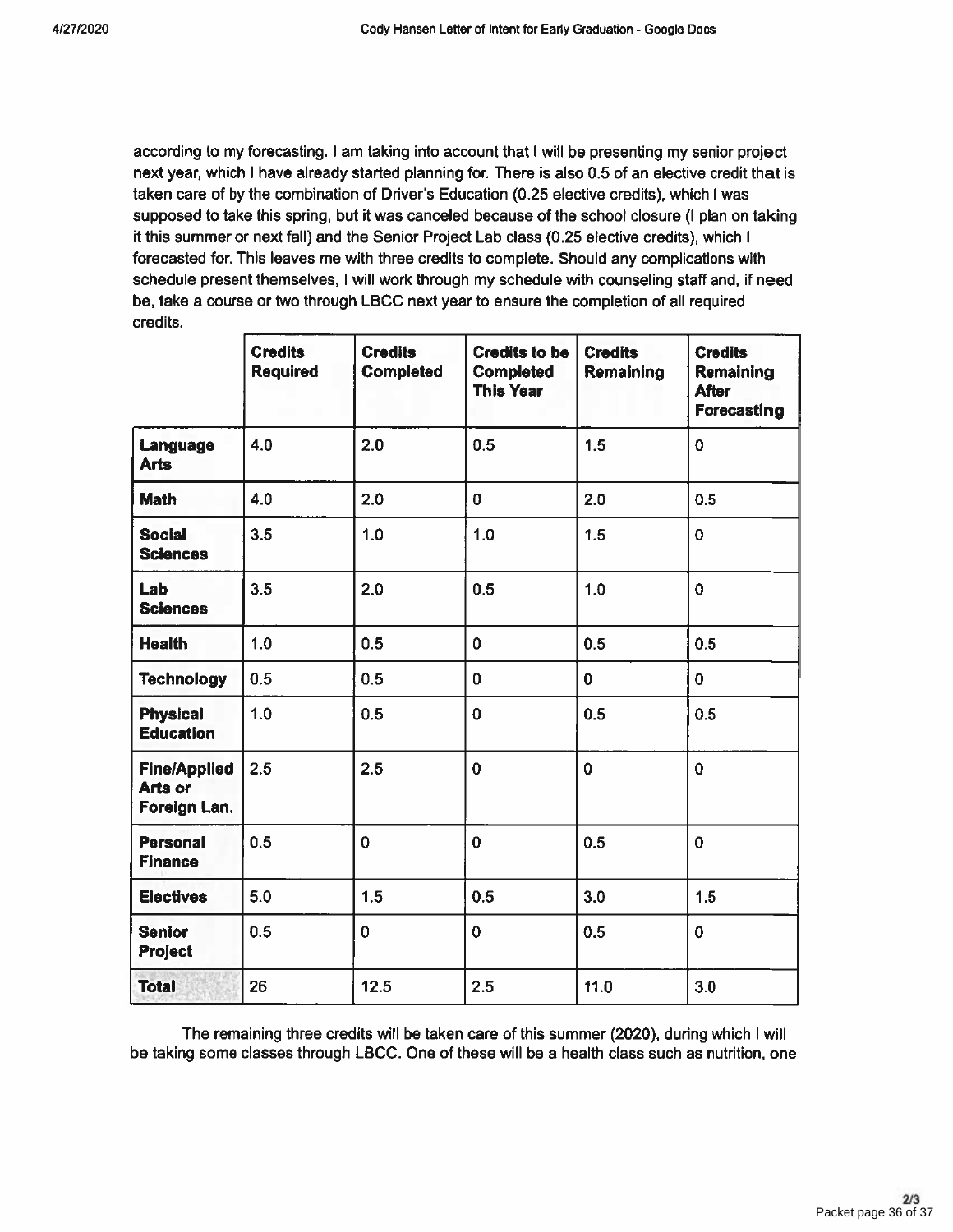according to my forecasting. I am taking into account that I will be presenting my senior project next year, which I have already started planning for. There is also 0.5 of an elective credit that is taken care of by the combination of Driver's Education (0.25 elective credits), which I was supposed to take this spring, but it was canceled because of the school closure (I plan on taking it this summer or next fall) and the Senior Project Lab class (0.25 elective credits), which I forecasted for. This leaves me with three credits to complete. Should any complications with schedule present themselves, I will work through my schedule with counseling staff and, if need be, take a course or two through LBCC next year to ensure the completion of all required credits.

| | **Credits Required** | **Credits Completed** | **Credits to be Completed This Year** | **Credits Remaining** | **Credits Remaining After Forecasting** |
|---|---|---|---|---|---|
| **Language Arts** | 4.0 | 2.0 | 0.5 | 1.5 | 0 |
| **Math** | 4.0 | 2.0 | 0 | 2.0 | 0.5 |
| **Social Sciences** | 3.5 | 1.0 | 1.0 | 1.5 | 0 |
| **Lab Sciences** | 3.5 | 2.0 | 0.5 | 1.0 | 0 |
| **Health** | 1.0 | 0.5 | 0 | 0.5 | 0.5 |
| **Technology** | 0.5 | 0.5 | 0 | 0 | 0 |
| **Physical Education** | 1.0 | 0.5 | 0 | 0.5 | 0.5 |
| **Fine/Applied Arts or Foreign Lan.** | 2.5 | 2.5 | 0 | 0 | 0 |
| **Personal Finance** | 0.5 | 0 | 0 | 0.5 | 0 |
| **Electives** | 5.0 | 1.5 | 0.5 | 3.0 | 1.5 |
| **Senior Project** | 0.5 | 0 | 0 | 0.5 | 0 |
| **Total** | 26 | 12.5 | 2.5 | 11.0 | 3.0 |

The remaining three credits will be taken care of this summer (2020), during which I will be taking some classes through LBCC. One of these will be a health class such as nutrition, one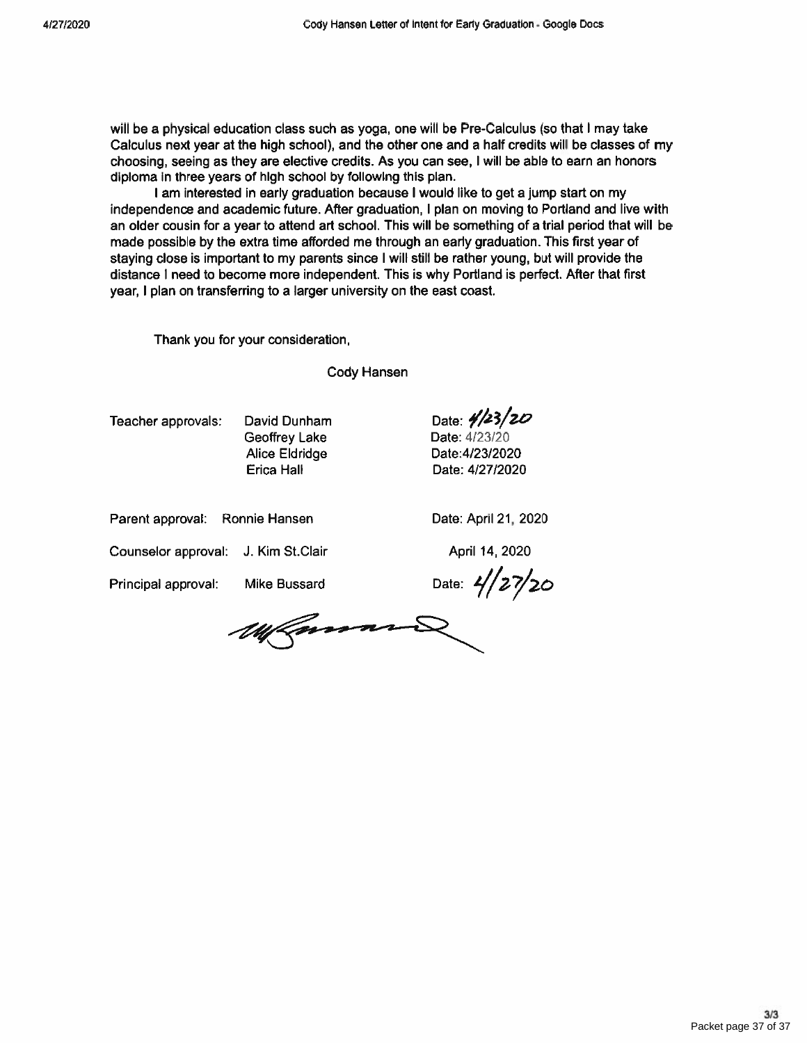will be a physical education class such as yoga, one will be Pre-Calculus (so that I may take Calculus next year at the high school), and the other one and a half credits will be classes of my choosing, seeing as they are elective credits. As you can see, I will be able to earn an honors diploma in three years of high school by following this plan.

I am interested in early graduation because I would like to get a jump start on my independence and academic future. After graduation, I plan on moving to Portland and live with an older cousin for a year to attend art school. This will be something of a trial period that will be made possible by the extra time afforded me through an early graduation. This first year of staying close is important to my parents since I will still be rather young, but will provide the distance I need to become more independent. This is why Portland is perfect. After that first year, I plan on transferring to a larger university on the east coast.

Thank you for your consideration,

Cody Hansen

| | | |
|---|---|---|
| Teacher approvals: | David Dunham | Date: 4/23/20 |
| | Geoffrey Lake | Date: 4/23/20 |
| | Alice Eldridge | Date:4/23/2020 |
| | Erica Hall | Date: 4/27/2020 |
| Parent approval: | Ronnie Hansen | Date: April 21, 2020 |
| Counselor approval: | J. Kim St.Clair | April 14, 2020 |
| Principal approval: | Mike Bussard | Date: 4/27/20 |